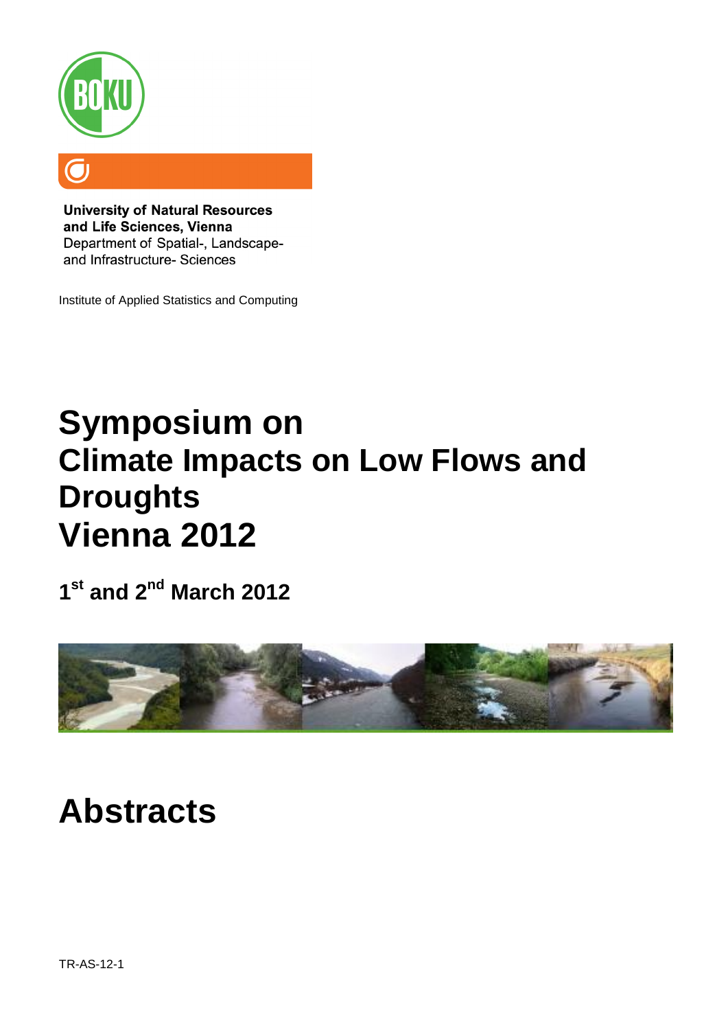**University of Natural Resources and Life Sciences, Vienna**
Department of Spatial-, Landscape- and Infrastructure- Sciences

Institute of Applied Statistics and Computing

# Symposium on Climate Impacts on Low Flows and Droughts Vienna 2012

## 1st and 2nd March 2012

# Abstracts

TR-AS-12-1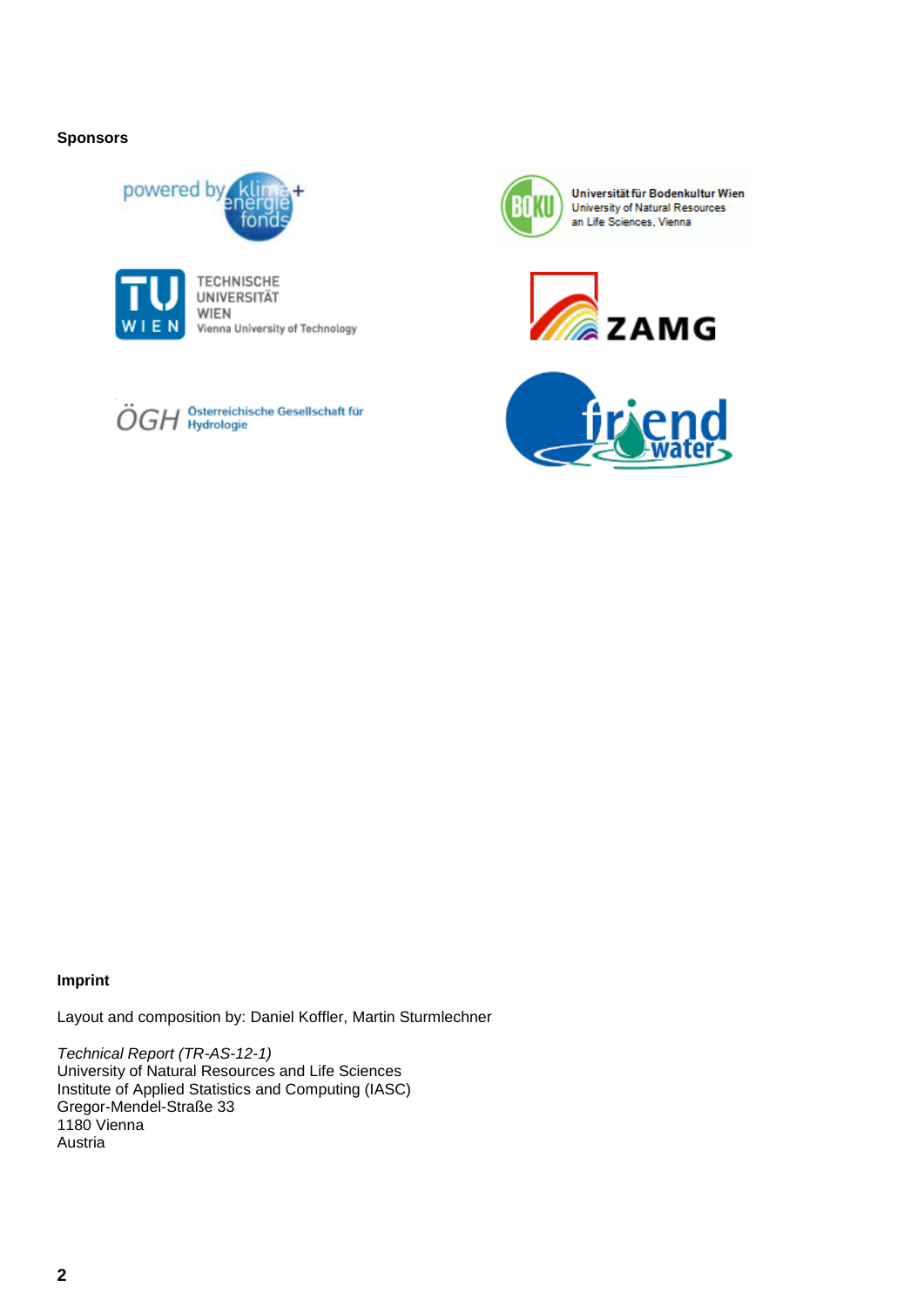**Sponsors**

**Imprint**

Layout and composition by: Daniel Koffler, Martin Sturmlechner

*Technical Report (TR-AS-12-1)*
University of Natural Resources and Life Sciences
Institute of Applied Statistics and Computing (IASC)
Gregor-Mendel-Straße 33
1180 Vienna
Austria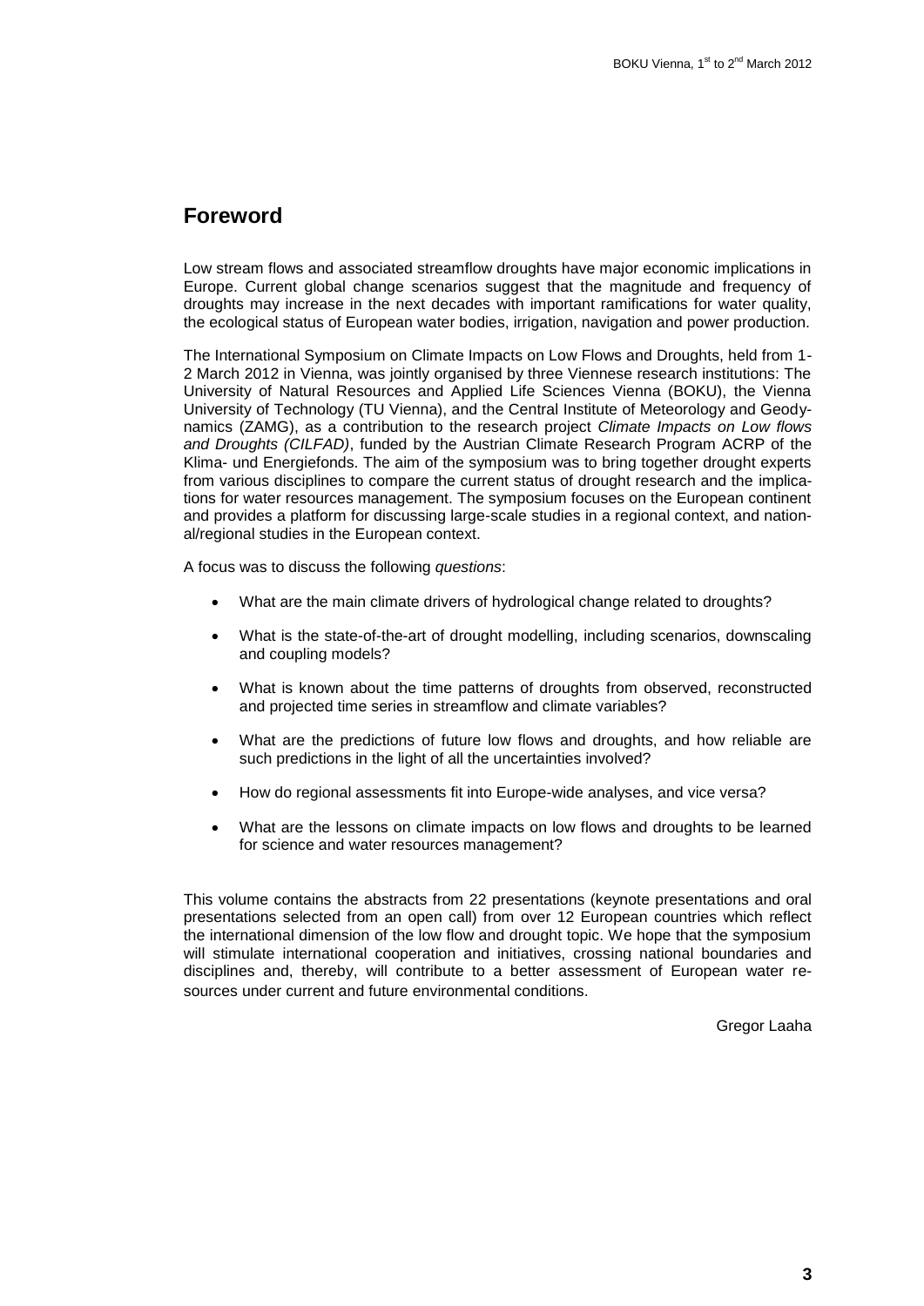## Foreword

Low stream flows and associated streamflow droughts have major economic implications in Europe. Current global change scenarios suggest that the magnitude and frequency of droughts may increase in the next decades with important ramifications for water quality, the ecological status of European water bodies, irrigation, navigation and power production.

The International Symposium on Climate Impacts on Low Flows and Droughts, held from 1-2 March 2012 in Vienna, was jointly organised by three Viennese research institutions: The University of Natural Resources and Applied Life Sciences Vienna (BOKU), the Vienna University of Technology (TU Vienna), and the Central Institute of Meteorology and Geodynamics (ZAMG), as a contribution to the research project *Climate Impacts on Low flows and Droughts (CILFAD)*, funded by the Austrian Climate Research Program ACRP of the Klima- und Energiefonds. The aim of the symposium was to bring together drought experts from various disciplines to compare the current status of drought research and the implications for water resources management. The symposium focuses on the European continent and provides a platform for discussing large-scale studies in a regional context, and national/regional studies in the European context.

A focus was to discuss the following *questions*:

- What are the main climate drivers of hydrological change related to droughts?
- What is the state-of-the-art of drought modelling, including scenarios, downscaling and coupling models?
- What is known about the time patterns of droughts from observed, reconstructed and projected time series in streamflow and climate variables?
- What are the predictions of future low flows and droughts, and how reliable are such predictions in the light of all the uncertainties involved?
- How do regional assessments fit into Europe-wide analyses, and vice versa?
- What are the lessons on climate impacts on low flows and droughts to be learned for science and water resources management?

This volume contains the abstracts from 22 presentations (keynote presentations and oral presentations selected from an open call) from over 12 European countries which reflect the international dimension of the low flow and drought topic. We hope that the symposium will stimulate international cooperation and initiatives, crossing national boundaries and disciplines and, thereby, will contribute to a better assessment of European water resources under current and future environmental conditions.

Gregor Laaha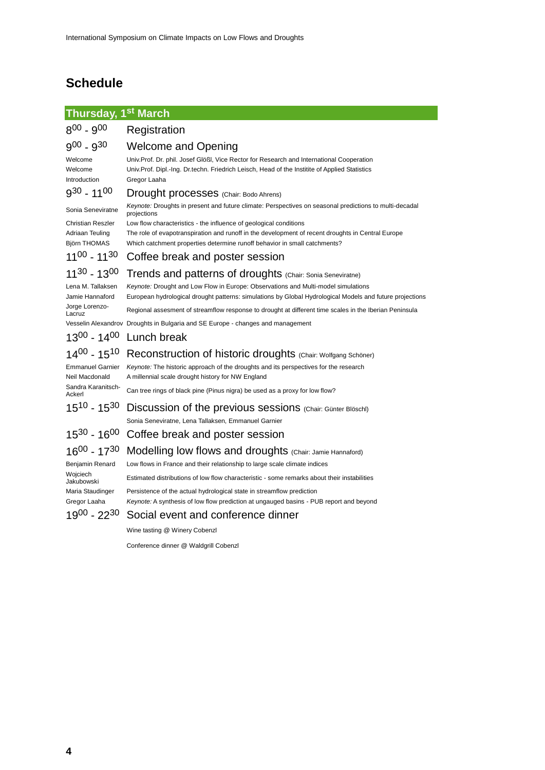## Schedule

### Thursday, 1st March

**8:00 - 9:00** Registration

**9:00 - 9:30** Welcome and Opening

| | |
|---|---|
| Welcome | Univ.Prof. Dr. phil. Josef Glößl, Vice Rector for Research and International Cooperation |
| Welcome | Univ.Prof. Dipl.-Ing. Dr.techn. Friedrich Leisch, Head of the Institite of Applied Statistics |
| Introduction | Gregor Laaha |

**9:30 - 11:00** Drought processes (Chair: Bodo Ahrens)

| | |
|---|---|
| Sonia Seneviratne | *Keynote:* Droughts in present and future climate: Perspectives on seasonal predictions to multi-decadal projections |
| Christian Reszler | Low flow characteristics - the influence of geological conditions |
| Adriaan Teuling | The role of evapotranspiration and runoff in the development of recent droughts in Central Europe |
| Björn THOMAS | Which catchment properties determine runoff behavior in small catchments? |

**11:00 - 11:30** Coffee break and poster session

**11:30 - 13:00** Trends and patterns of droughts (Chair: Sonia Seneviratne)

| | |
|---|---|
| Lena M. Tallaksen | *Keynote:* Drought and Low Flow in Europe: Observations and Multi-model simulations |
| Jamie Hannaford | European hydrological drought patterns: simulations by Global Hydrological Models and future projections |
| Jorge Lorenzo-Lacruz | Regional assesment of streamflow response to drought at different time scales in the Iberian Peninsula |
| Vesselin Alexandrov | Droughts in Bulgaria and SE Europe - changes and management |

**13:00 - 14:00** Lunch break

**14:00 - 15:10** Reconstruction of historic droughts (Chair: Wolfgang Schöner)

| | |
|---|---|
| Emmanuel Garnier | *Keynote:* The historic approach of the droughts and its perspectives for the research |
| Neil Macdonald | A millennial scale drought history for NW England |
| Sandra Karanitsch-Ackerl | Can tree rings of black pine (Pinus nigra) be used as a proxy for low flow? |

**15:10 - 15:30** Discussion of the previous sessions (Chair: Günter Blöschl)

Sonia Seneviratne, Lena Tallaksen, Emmanuel Garnier

**15:30 - 16:00** Coffee break and poster session

**16:00 - 17:30** Modelling low flows and droughts (Chair: Jamie Hannaford)

| | |
|---|---|
| Benjamin Renard | Low flows in France and their relationship to large scale climate indices |
| Wojciech Jakubowski | Estimated distributions of low flow characteristic - some remarks about their instabilities |
| Maria Staudinger | Persistence of the actual hydrological state in streamflow prediction |
| Gregor Laaha | *Keynote:* A synthesis of low flow prediction at ungauged basins - PUB report and beyond |

**19:00 - 22:30** Social event and conference dinner

Wine tasting @ Winery Cobenzl

Conference dinner @ Waldgrill Cobenzl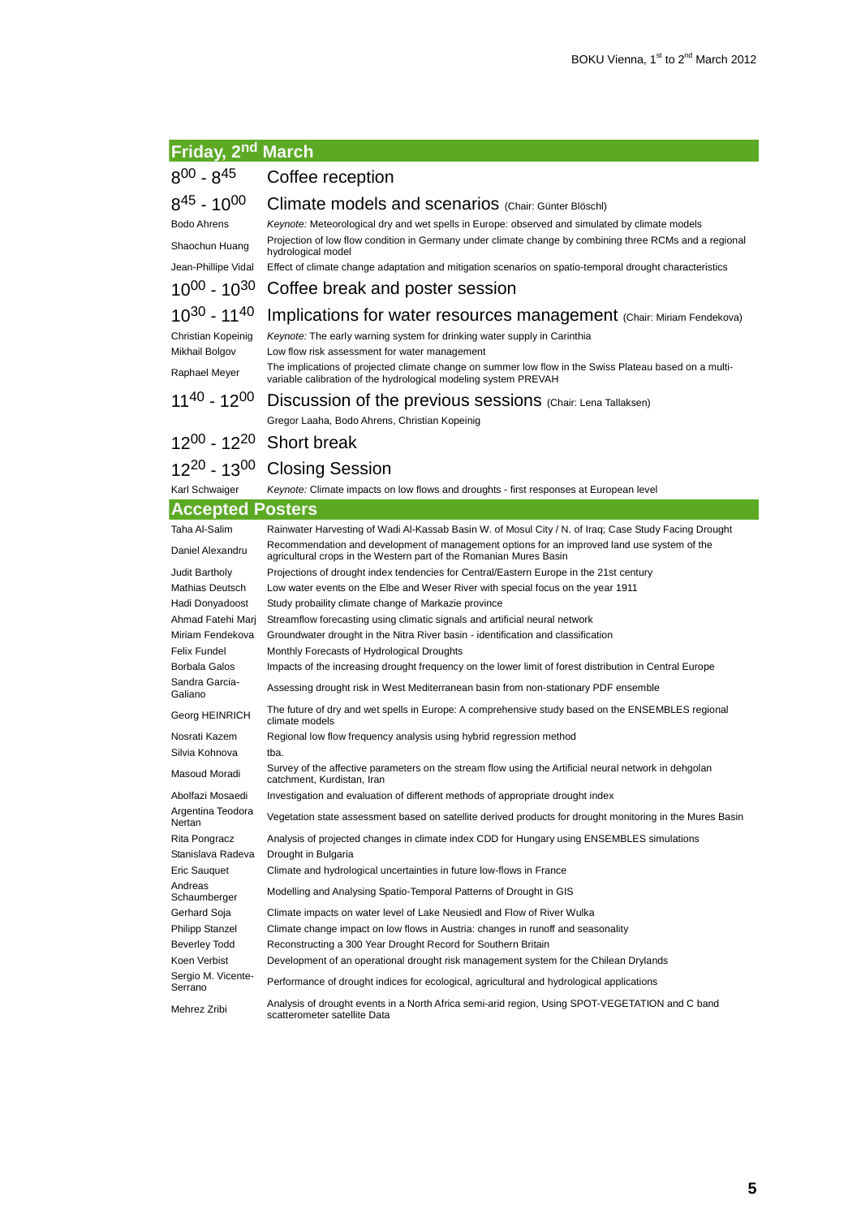## Friday, 2nd March

**$8^{00}$ - $8^{45}$** Coffee reception

**$8^{45}$ - $10^{00}$** Climate models and scenarios (Chair: Günter Blöschl)

| | |
|---|---|
| Bodo Ahrens | *Keynote:* Meteorological dry and wet spells in Europe: observed and simulated by climate models |
| Shaochun Huang | Projection of low flow condition in Germany under climate change by combining three RCMs and a regional hydrological model |
| Jean-Phillipe Vidal | Effect of climate change adaptation and mitigation scenarios on spatio-temporal drought characteristics |

**$10^{00}$ - $10^{30}$** Coffee break and poster session

**$10^{30}$ - $11^{40}$** Implications for water resources management (Chair: Miriam Fendekova)

| | |
|---|---|
| Christian Kopeinig | *Keynote:* The early warning system for drinking water supply in Carinthia |
| Mikhail Bolgov | Low flow risk assessment for water management |
| Raphael Meyer | The implications of projected climate change on summer low flow in the Swiss Plateau based on a multi-variable calibration of the hydrological modeling system PREVAH |

**$11^{40}$ - $12^{00}$** Discussion of the previous sessions (Chair: Lena Tallaksen)

Gregor Laaha, Bodo Ahrens, Christian Kopeinig

**$12^{00}$ - $12^{20}$** Short break

**$12^{20}$ - $13^{00}$** Closing Session

| | |
|---|---|
| Karl Schwaiger | *Keynote:* Climate impacts on low flows and droughts - first responses at European level |

## Accepted Posters

| | |
|---|---|
| Taha Al-Salim | Rainwater Harvesting of Wadi Al-Kassab Basin W. of Mosul City / N. of Iraq; Case Study Facing Drought |
| Daniel Alexandru | Recommendation and development of management options for an improved land use system of the agricultural crops in the Western part of the Romanian Mures Basin |
| Judit Bartholy | Projections of drought index tendencies for Central/Eastern Europe in the 21st century |
| Mathias Deutsch | Low water events on the Elbe and Weser River with special focus on the year 1911 |
| Hadi Donyadoost | Study probaility climate change of Markazie province |
| Ahmad Fatehi Marj | Streamflow forecasting using climatic signals and artificial neural network |
| Miriam Fendekova | Groundwater drought in the Nitra River basin - identification and classification |
| Felix Fundel | Monthly Forecasts of Hydrological Droughts |
| Borbala Galos | Impacts of the increasing drought frequency on the lower limit of forest distribution in Central Europe |
| Sandra Garcia-Galiano | Assessing drought risk in West Mediterranean basin from non-stationary PDF ensemble |
| Georg HEINRICH | The future of dry and wet spells in Europe: A comprehensive study based on the ENSEMBLES regional climate models |
| Nosrati Kazem | Regional low flow frequency analysis using hybrid regression method |
| Silvia Kohnova | tba. |
| Masoud Moradi | Survey of the affective parameters on the stream flow using the Artificial neural network in dehgolan catchment, Kurdistan, Iran |
| Abolfazi Mosaedi | Investigation and evaluation of different methods of appropriate drought index |
| Argentina Teodora Nertan | Vegetation state assessment based on satellite derived products for drought monitoring in the Mures Basin |
| Rita Pongracz | Analysis of projected changes in climate index CDD for Hungary using ENSEMBLES simulations |
| Stanislava Radeva | Drought in Bulgaria |
| Eric Sauquet | Climate and hydrological uncertainties in future low-flows in France |
| Andreas Schaumberger | Modelling and Analysing Spatio-Temporal Patterns of Drought in GIS |
| Gerhard Soja | Climate impacts on water level of Lake Neusiedl and Flow of River Wulka |
| Philipp Stanzel | Climate change impact on low flows in Austria: changes in runoff and seasonality |
| Beverley Todd | Reconstructing a 300 Year Drought Record for Southern Britain |
| Koen Verbist | Development of an operational drought risk management system for the Chilean Drylands |
| Sergio M. Vicente-Serrano | Performance of drought indices for ecological, agricultural and hydrological applications |
| Mehrez Zribi | Analysis of drought events in a North Africa semi-arid region, Using SPOT-VEGETATION and C band scatterometer satellite Data |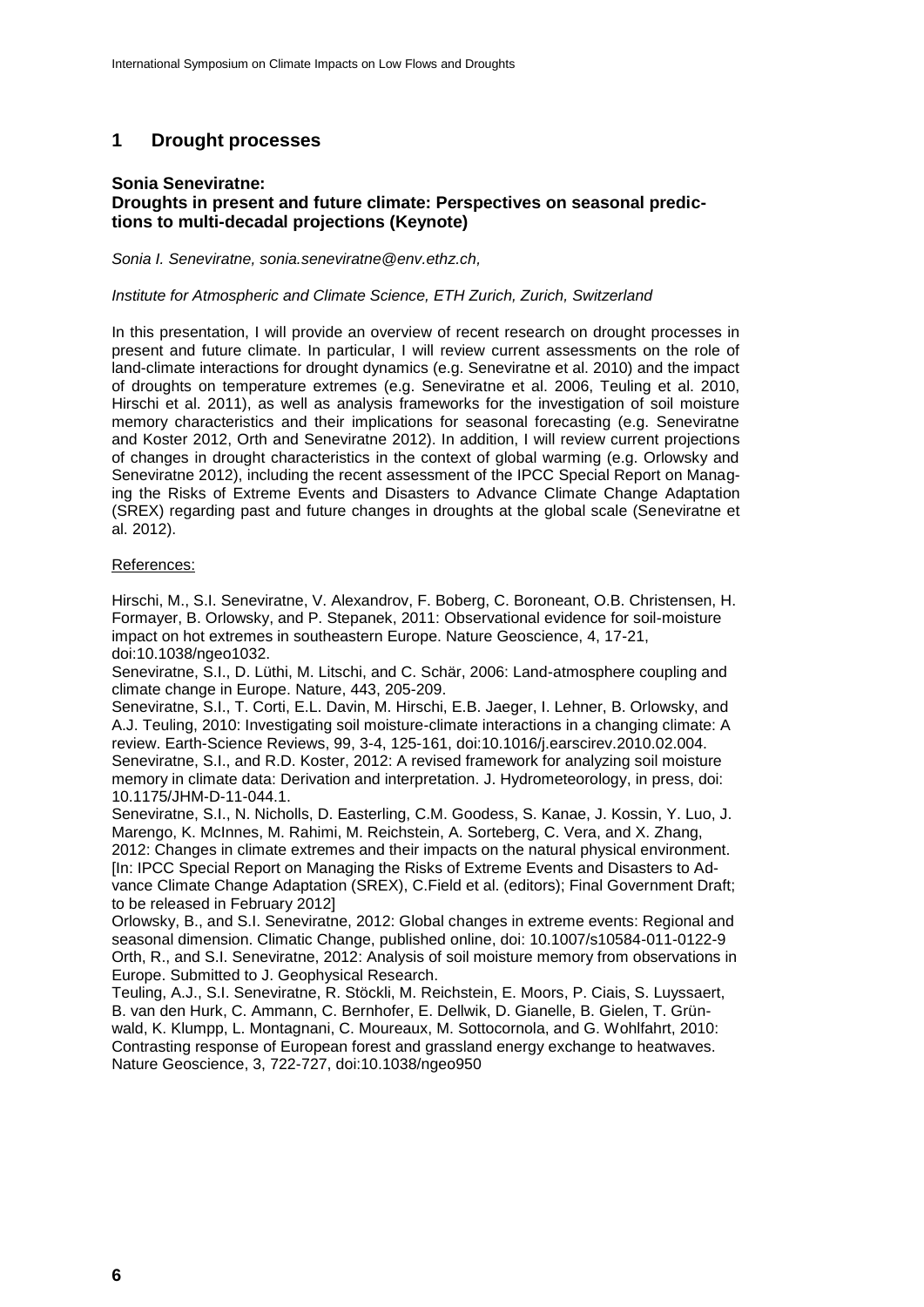## 1 Drought processes

### Sonia Seneviratne: Droughts in present and future climate: Perspectives on seasonal predictions to multi-decadal projections (Keynote)

*Sonia I. Seneviratne, sonia.seneviratne@env.ethz.ch,*

*Institute for Atmospheric and Climate Science, ETH Zurich, Zurich, Switzerland*

In this presentation, I will provide an overview of recent research on drought processes in present and future climate. In particular, I will review current assessments on the role of land-climate interactions for drought dynamics (e.g. Seneviratne et al. 2010) and the impact of droughts on temperature extremes (e.g. Seneviratne et al. 2006, Teuling et al. 2010, Hirschi et al. 2011), as well as analysis frameworks for the investigation of soil moisture memory characteristics and their implications for seasonal forecasting (e.g. Seneviratne and Koster 2012, Orth and Seneviratne 2012). In addition, I will review current projections of changes in drought characteristics in the context of global warming (e.g. Orlowsky and Seneviratne 2012), including the recent assessment of the IPCC Special Report on Managing the Risks of Extreme Events and Disasters to Advance Climate Change Adaptation (SREX) regarding past and future changes in droughts at the global scale (Seneviratne et al. 2012).

References:

Hirschi, M., S.I. Seneviratne, V. Alexandrov, F. Boberg, C. Boroneant, O.B. Christensen, H. Formayer, B. Orlowsky, and P. Stepanek, 2011: Observational evidence for soil-moisture impact on hot extremes in southeastern Europe. Nature Geoscience, 4, 17-21, doi:10.1038/ngeo1032.

Seneviratne, S.I., D. Lüthi, M. Litschi, and C. Schär, 2006: Land-atmosphere coupling and climate change in Europe. Nature, 443, 205-209.

Seneviratne, S.I., T. Corti, E.L. Davin, M. Hirschi, E.B. Jaeger, I. Lehner, B. Orlowsky, and A.J. Teuling, 2010: Investigating soil moisture-climate interactions in a changing climate: A review. Earth-Science Reviews, 99, 3-4, 125-161, doi:10.1016/j.earscirev.2010.02.004.

Seneviratne, S.I., and R.D. Koster, 2012: A revised framework for analyzing soil moisture memory in climate data: Derivation and interpretation. J. Hydrometeorology, in press, doi: 10.1175/JHM-D-11-044.1.

Seneviratne, S.I., N. Nicholls, D. Easterling, C.M. Goodess, S. Kanae, J. Kossin, Y. Luo, J. Marengo, K. McInnes, M. Rahimi, M. Reichstein, A. Sorteberg, C. Vera, and X. Zhang, 2012: Changes in climate extremes and their impacts on the natural physical environment. [In: IPCC Special Report on Managing the Risks of Extreme Events and Disasters to Advance Climate Change Adaptation (SREX), C.Field et al. (editors); Final Government Draft; to be released in February 2012]

Orlowsky, B., and S.I. Seneviratne, 2012: Global changes in extreme events: Regional and seasonal dimension. Climatic Change, published online, doi: 10.1007/s10584-011-0122-9

Orth, R., and S.I. Seneviratne, 2012: Analysis of soil moisture memory from observations in Europe. Submitted to J. Geophysical Research.

Teuling, A.J., S.I. Seneviratne, R. Stöckli, M. Reichstein, E. Moors, P. Ciais, S. Luyssaert, B. van den Hurk, C. Ammann, C. Bernhofer, E. Dellwik, D. Gianelle, B. Gielen, T. Grünwald, K. Klumpp, L. Montagnani, C. Moureaux, M. Sottocornola, and G. Wohlfahrt, 2010: Contrasting response of European forest and grassland energy exchange to heatwaves. Nature Geoscience, 3, 722-727, doi:10.1038/ngeo950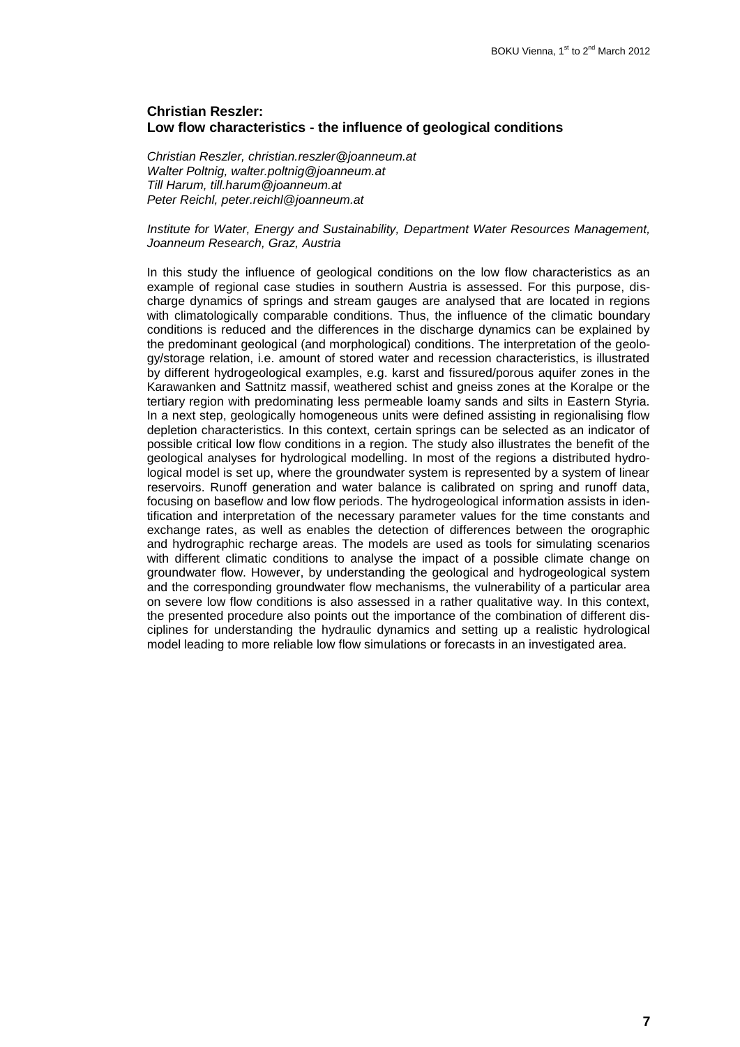### Christian Reszler:
### Low flow characteristics - the influence of geological conditions

*Christian Reszler, christian.reszler@joanneum.at*
*Walter Poltnig, walter.poltnig@joanneum.at*
*Till Harum, till.harum@joanneum.at*
*Peter Reichl, peter.reichl@joanneum.at*

*Institute for Water, Energy and Sustainability, Department Water Resources Management, Joanneum Research, Graz, Austria*

In this study the influence of geological conditions on the low flow characteristics as an example of regional case studies in southern Austria is assessed. For this purpose, discharge dynamics of springs and stream gauges are analysed that are located in regions with climatologically comparable conditions. Thus, the influence of the climatic boundary conditions is reduced and the differences in the discharge dynamics can be explained by the predominant geological (and morphological) conditions. The interpretation of the geology/storage relation, i.e. amount of stored water and recession characteristics, is illustrated by different hydrogeological examples, e.g. karst and fissured/porous aquifer zones in the Karawanken and Sattnitz massif, weathered schist and gneiss zones at the Koralpe or the tertiary region with predominating less permeable loamy sands and silts in Eastern Styria. In a next step, geologically homogeneous units were defined assisting in regionalising flow depletion characteristics. In this context, certain springs can be selected as an indicator of possible critical low flow conditions in a region. The study also illustrates the benefit of the geological analyses for hydrological modelling. In most of the regions a distributed hydrological model is set up, where the groundwater system is represented by a system of linear reservoirs. Runoff generation and water balance is calibrated on spring and runoff data, focusing on baseflow and low flow periods. The hydrogeological information assists in identification and interpretation of the necessary parameter values for the time constants and exchange rates, as well as enables the detection of differences between the orographic and hydrographic recharge areas. The models are used as tools for simulating scenarios with different climatic conditions to analyse the impact of a possible climate change on groundwater flow. However, by understanding the geological and hydrogeological system and the corresponding groundwater flow mechanisms, the vulnerability of a particular area on severe low flow conditions is also assessed in a rather qualitative way. In this context, the presented procedure also points out the importance of the combination of different disciplines for understanding the hydraulic dynamics and setting up a realistic hydrological model leading to more reliable low flow simulations or forecasts in an investigated area.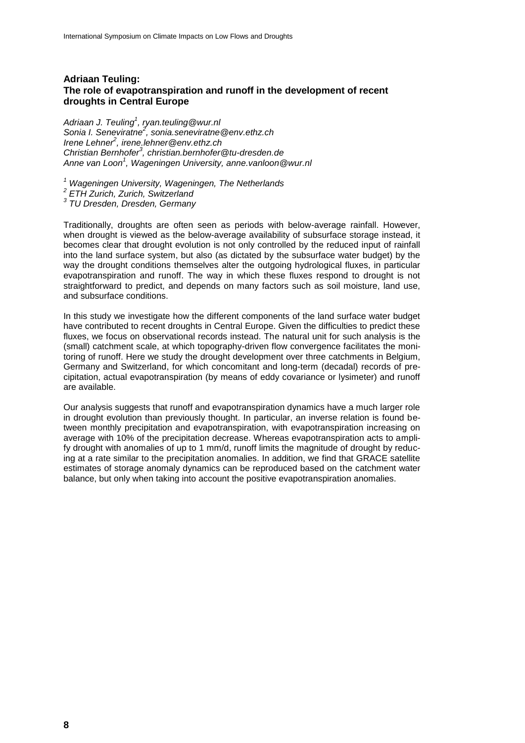## Adriaan Teuling: The role of evapotranspiration and runoff in the development of recent droughts in Central Europe

*Adriaan J. Teuling[1], ryan.teuling@wur.nl*
*Sonia I. Seneviratne[2], sonia.seneviratne@env.ethz.ch*
*Irene Lehner[2], irene.lehner@env.ethz.ch*
*Christian Bernhofer[3], christian.bernhofer@tu-dresden.de*
*Anne van Loon[1], Wageningen University, anne.vanloon@wur.nl*

*[1] Wageningen University, Wageningen, The Netherlands*
*[2] ETH Zurich, Zurich, Switzerland*
*[3] TU Dresden, Dresden, Germany*

Traditionally, droughts are often seen as periods with below-average rainfall. However, when drought is viewed as the below-average availability of subsurface storage instead, it becomes clear that drought evolution is not only controlled by the reduced input of rainfall into the land surface system, but also (as dictated by the subsurface water budget) by the way the drought conditions themselves alter the outgoing hydrological fluxes, in particular evapotranspiration and runoff. The way in which these fluxes respond to drought is not straightforward to predict, and depends on many factors such as soil moisture, land use, and subsurface conditions.

In this study we investigate how the different components of the land surface water budget have contributed to recent droughts in Central Europe. Given the difficulties to predict these fluxes, we focus on observational records instead. The natural unit for such analysis is the (small) catchment scale, at which topography-driven flow convergence facilitates the monitoring of runoff. Here we study the drought development over three catchments in Belgium, Germany and Switzerland, for which concomitant and long-term (decadal) records of precipitation, actual evapotranspiration (by means of eddy covariance or lysimeter) and runoff are available.

Our analysis suggests that runoff and evapotranspiration dynamics have a much larger role in drought evolution than previously thought. In particular, an inverse relation is found between monthly precipitation and evapotranspiration, with evapotranspiration increasing on average with 10% of the precipitation decrease. Whereas evapotranspiration acts to amplify drought with anomalies of up to 1 mm/d, runoff limits the magnitude of drought by reducing at a rate similar to the precipitation anomalies. In addition, we find that GRACE satellite estimates of storage anomaly dynamics can be reproduced based on the catchment water balance, but only when taking into account the positive evapotranspiration anomalies.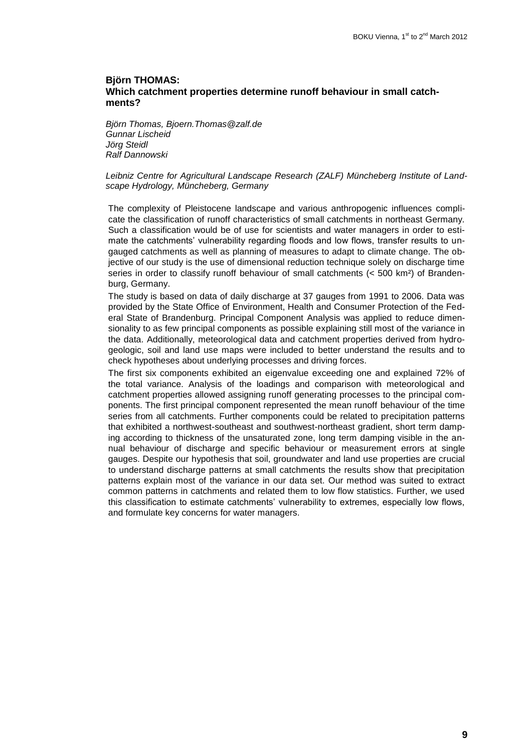### Björn THOMAS:
### Which catchment properties determine runoff behaviour in small catchments?

*Björn Thomas, Bjoern.Thomas@zalf.de*
*Gunnar Lischeid*
*Jörg Steidl*
*Ralf Dannowski*

*Leibniz Centre for Agricultural Landscape Research (ZALF) Müncheberg Institute of Landscape Hydrology, Müncheberg, Germany*

The complexity of Pleistocene landscape and various anthropogenic influences complicate the classification of runoff characteristics of small catchments in northeast Germany. Such a classification would be of use for scientists and water managers in order to estimate the catchments' vulnerability regarding floods and low flows, transfer results to ungauged catchments as well as planning of measures to adapt to climate change. The objective of our study is the use of dimensional reduction technique solely on discharge time series in order to classify runoff behaviour of small catchments (< 500 km²) of Brandenburg, Germany.

The study is based on data of daily discharge at 37 gauges from 1991 to 2006. Data was provided by the State Office of Environment, Health and Consumer Protection of the Federal State of Brandenburg. Principal Component Analysis was applied to reduce dimensionality to as few principal components as possible explaining still most of the variance in the data. Additionally, meteorological data and catchment properties derived from hydrogeologic, soil and land use maps were included to better understand the results and to check hypotheses about underlying processes and driving forces.

The first six components exhibited an eigenvalue exceeding one and explained 72% of the total variance. Analysis of the loadings and comparison with meteorological and catchment properties allowed assigning runoff generating processes to the principal components. The first principal component represented the mean runoff behaviour of the time series from all catchments. Further components could be related to precipitation patterns that exhibited a northwest-southeast and southwest-northeast gradient, short term damping according to thickness of the unsaturated zone, long term damping visible in the annual behaviour of discharge and specific behaviour or measurement errors at single gauges. Despite our hypothesis that soil, groundwater and land use properties are crucial to understand discharge patterns at small catchments the results show that precipitation patterns explain most of the variance in our data set. Our method was suited to extract common patterns in catchments and related them to low flow statistics. Further, we used this classification to estimate catchments' vulnerability to extremes, especially low flows, and formulate key concerns for water managers.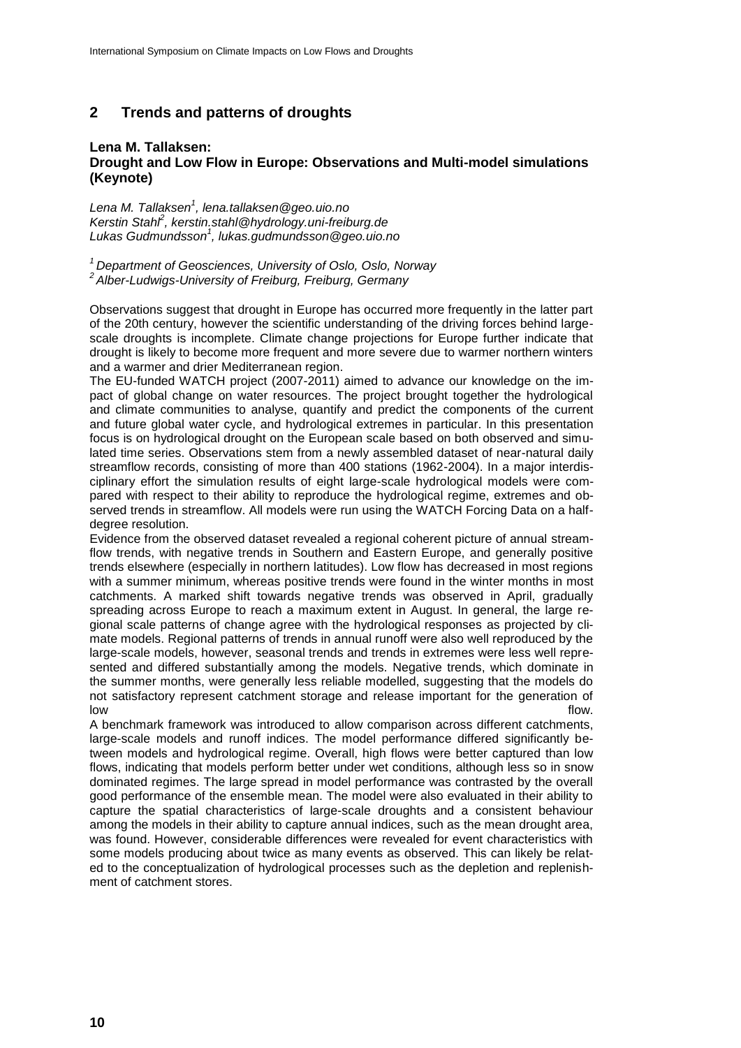## 2 Trends and patterns of droughts

### Lena M. Tallaksen: Drought and Low Flow in Europe: Observations and Multi-model simulations (Keynote)

*Lena M. Tallaksen[1], lena.tallaksen@geo.uio.no*
*Kerstin Stahl[2], kerstin.stahl@hydrology.uni-freiburg.de*
*Lukas Gudmundsson[1], lukas.gudmundsson@geo.uio.no*

*[1] Department of Geosciences, University of Oslo, Oslo, Norway*
*[2] Alber-Ludwigs-University of Freiburg, Freiburg, Germany*

Observations suggest that drought in Europe has occurred more frequently in the latter part of the 20th century, however the scientific understanding of the driving forces behind large-scale droughts is incomplete. Climate change projections for Europe further indicate that drought is likely to become more frequent and more severe due to warmer northern winters and a warmer and drier Mediterranean region.

The EU-funded WATCH project (2007-2011) aimed to advance our knowledge on the impact of global change on water resources. The project brought together the hydrological and climate communities to analyse, quantify and predict the components of the current and future global water cycle, and hydrological extremes in particular. In this presentation focus is on hydrological drought on the European scale based on both observed and simulated time series. Observations stem from a newly assembled dataset of near-natural daily streamflow records, consisting of more than 400 stations (1962-2004). In a major interdisciplinary effort the simulation results of eight large-scale hydrological models were compared with respect to their ability to reproduce the hydrological regime, extremes and observed trends in streamflow. All models were run using the WATCH Forcing Data on a half-degree resolution.

Evidence from the observed dataset revealed a regional coherent picture of annual streamflow trends, with negative trends in Southern and Eastern Europe, and generally positive trends elsewhere (especially in northern latitudes). Low flow has decreased in most regions with a summer minimum, whereas positive trends were found in the winter months in most catchments. A marked shift towards negative trends was observed in April, gradually spreading across Europe to reach a maximum extent in August. In general, the large regional scale patterns of change agree with the hydrological responses as projected by climate models. Regional patterns of trends in annual runoff were also well reproduced by the large-scale models, however, seasonal trends and trends in extremes were less well represented and differed substantially among the models. Negative trends, which dominate in the summer months, were generally less reliable modelled, suggesting that the models do not satisfactory represent catchment storage and release important for the generation of low flow.

A benchmark framework was introduced to allow comparison across different catchments, large-scale models and runoff indices. The model performance differed significantly between models and hydrological regime. Overall, high flows were better captured than low flows, indicating that models perform better under wet conditions, although less so in snow dominated regimes. The large spread in model performance was contrasted by the overall good performance of the ensemble mean. The model were also evaluated in their ability to capture the spatial characteristics of large-scale droughts and a consistent behaviour among the models in their ability to capture annual indices, such as the mean drought area, was found. However, considerable differences were revealed for event characteristics with some models producing about twice as many events as observed. This can likely be related to the conceptualization of hydrological processes such as the depletion and replenishment of catchment stores.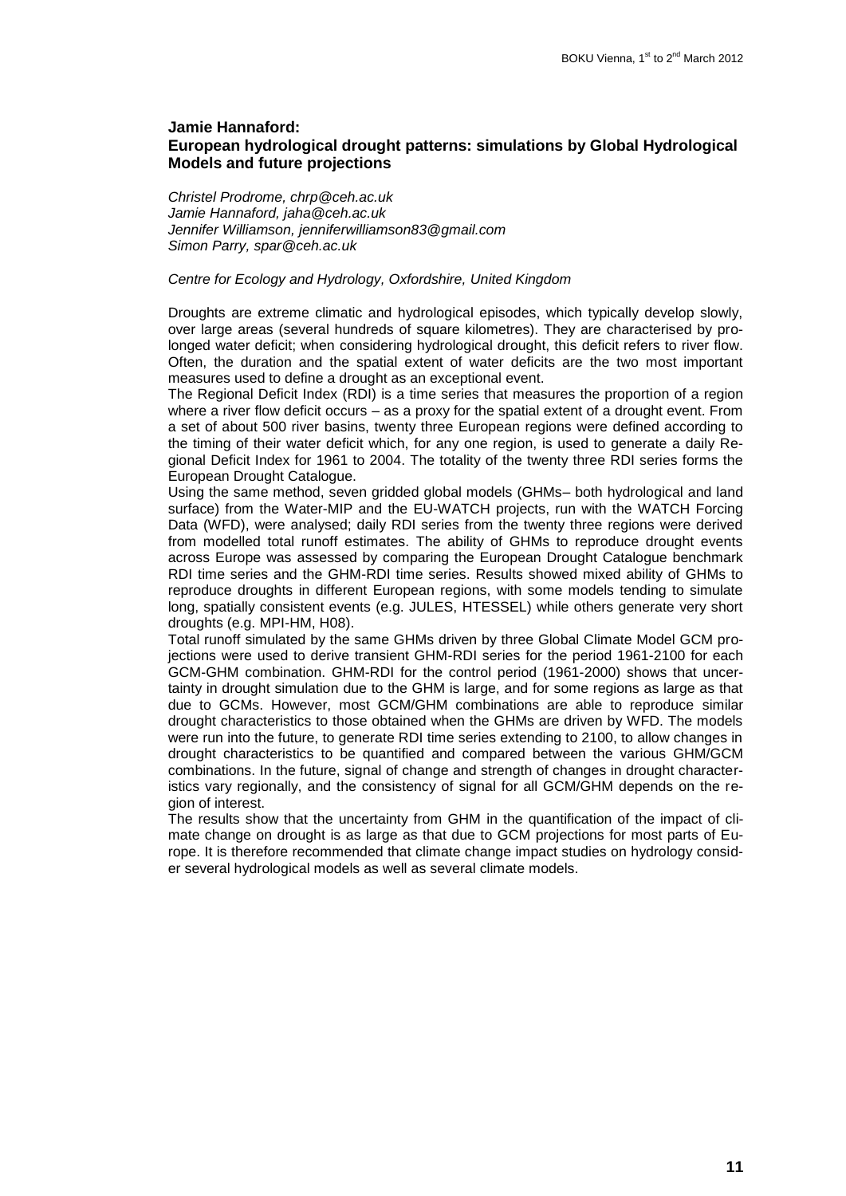### Jamie Hannaford:
### European hydrological drought patterns: simulations by Global Hydrological Models and future projections

*Christel Prodrome, chrp@ceh.ac.uk*
*Jamie Hannaford, jaha@ceh.ac.uk*
*Jennifer Williamson, jenniferwilliamson83@gmail.com*
*Simon Parry, spar@ceh.ac.uk*

*Centre for Ecology and Hydrology, Oxfordshire, United Kingdom*

Droughts are extreme climatic and hydrological episodes, which typically develop slowly, over large areas (several hundreds of square kilometres). They are characterised by prolonged water deficit; when considering hydrological drought, this deficit refers to river flow. Often, the duration and the spatial extent of water deficits are the two most important measures used to define a drought as an exceptional event.

The Regional Deficit Index (RDI) is a time series that measures the proportion of a region where a river flow deficit occurs – as a proxy for the spatial extent of a drought event. From a set of about 500 river basins, twenty three European regions were defined according to the timing of their water deficit which, for any one region, is used to generate a daily Regional Deficit Index for 1961 to 2004. The totality of the twenty three RDI series forms the European Drought Catalogue.

Using the same method, seven gridded global models (GHMs– both hydrological and land surface) from the Water-MIP and the EU-WATCH projects, run with the WATCH Forcing Data (WFD), were analysed; daily RDI series from the twenty three regions were derived from modelled total runoff estimates. The ability of GHMs to reproduce drought events across Europe was assessed by comparing the European Drought Catalogue benchmark RDI time series and the GHM-RDI time series. Results showed mixed ability of GHMs to reproduce droughts in different European regions, with some models tending to simulate long, spatially consistent events (e.g. JULES, HTESSEL) while others generate very short droughts (e.g. MPI-HM, H08).

Total runoff simulated by the same GHMs driven by three Global Climate Model GCM projections were used to derive transient GHM-RDI series for the period 1961-2100 for each GCM-GHM combination. GHM-RDI for the control period (1961-2000) shows that uncertainty in drought simulation due to the GHM is large, and for some regions as large as that due to GCMs. However, most GCM/GHM combinations are able to reproduce similar drought characteristics to those obtained when the GHMs are driven by WFD. The models were run into the future, to generate RDI time series extending to 2100, to allow changes in drought characteristics to be quantified and compared between the various GHM/GCM combinations. In the future, signal of change and strength of changes in drought characteristics vary regionally, and the consistency of signal for all GCM/GHM depends on the region of interest.

The results show that the uncertainty from GHM in the quantification of the impact of climate change on drought is as large as that due to GCM projections for most parts of Europe. It is therefore recommended that climate change impact studies on hydrology consider several hydrological models as well as several climate models.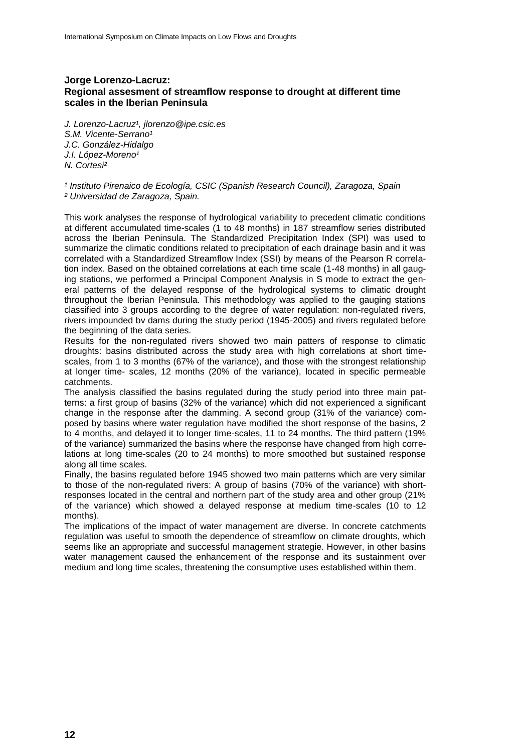## Jorge Lorenzo-Lacruz:
## Regional assesment of streamflow response to drought at different time scales in the Iberian Peninsula

*J. Lorenzo-Lacruz[1], jlorenzo@ipe.csic.es*
*S.M. Vicente-Serrano[1]*
*J.C. González-Hidalgo*
*J.I. López-Moreno[1]*
*N. Cortesi[2]*

*[1] Instituto Pirenaico de Ecología, CSIC (Spanish Research Council), Zaragoza, Spain*
*[2] Universidad de Zaragoza, Spain.*

This work analyses the response of hydrological variability to precedent climatic conditions at different accumulated time-scales (1 to 48 months) in 187 streamflow series distributed across the Iberian Peninsula. The Standardized Precipitation Index (SPI) was used to summarize the climatic conditions related to precipitation of each drainage basin and it was correlated with a Standardized Streamflow Index (SSI) by means of the Pearson R correlation index. Based on the obtained correlations at each time scale (1-48 months) in all gauging stations, we performed a Principal Component Analysis in S mode to extract the general patterns of the delayed response of the hydrological systems to climatic drought throughout the Iberian Peninsula. This methodology was applied to the gauging stations classified into 3 groups according to the degree of water regulation: non-regulated rivers, rivers impounded bv dams during the study period (1945-2005) and rivers regulated before the beginning of the data series.

Results for the non-regulated rivers showed two main patters of response to climatic droughts: basins distributed across the study area with high correlations at short time-scales, from 1 to 3 months (67% of the variance), and those with the strongest relationship at longer time- scales, 12 months (20% of the variance), located in specific permeable catchments.

The analysis classified the basins regulated during the study period into three main patterns: a first group of basins (32% of the variance) which did not experienced a significant change in the response after the damming. A second group (31% of the variance) composed by basins where water regulation have modified the short response of the basins, 2 to 4 months, and delayed it to longer time-scales, 11 to 24 months. The third pattern (19% of the variance) summarized the basins where the response have changed from high correlations at long time-scales (20 to 24 months) to more smoothed but sustained response along all time scales.

Finally, the basins regulated before 1945 showed two main patterns which are very similar to those of the non-regulated rivers: A group of basins (70% of the variance) with short-responses located in the central and northern part of the study area and other group (21% of the variance) which showed a delayed response at medium time-scales (10 to 12 months).

The implications of the impact of water management are diverse. In concrete catchments regulation was useful to smooth the dependence of streamflow on climate droughts, which seems like an appropriate and successful management strategie. However, in other basins water management caused the enhancement of the response and its sustainment over medium and long time scales, threatening the consumptive uses established within them.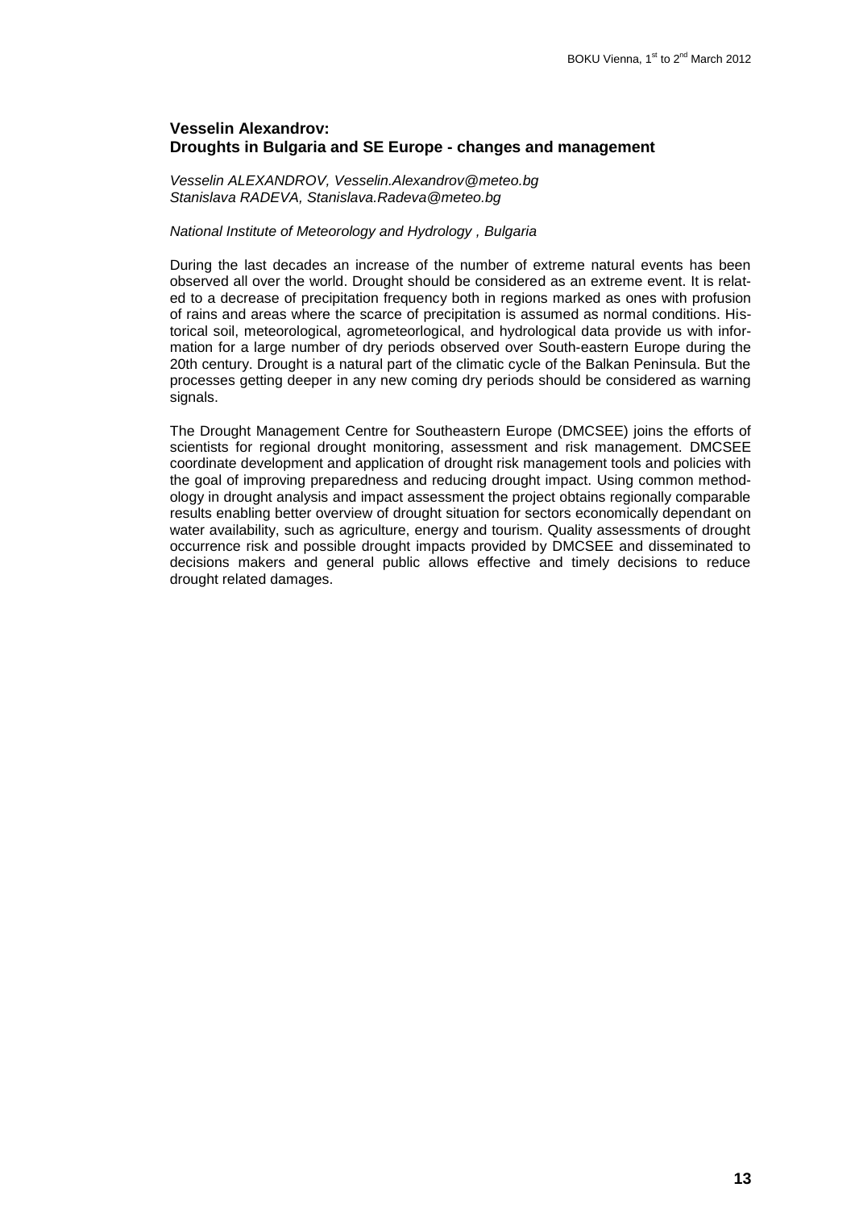### Vesselin Alexandrov: Droughts in Bulgaria and SE Europe - changes and management

*Vesselin ALEXANDROV, Vesselin.Alexandrov@meteo.bg*
*Stanislava RADEVA, Stanislava.Radeva@meteo.bg*

*National Institute of Meteorology and Hydrology , Bulgaria*

During the last decades an increase of the number of extreme natural events has been observed all over the world. Drought should be considered as an extreme event. It is related to a decrease of precipitation frequency both in regions marked as ones with profusion of rains and areas where the scarce of precipitation is assumed as normal conditions. Historical soil, meteorological, agrometeorlogical, and hydrological data provide us with information for a large number of dry periods observed over South-eastern Europe during the 20th century. Drought is a natural part of the climatic cycle of the Balkan Peninsula. But the processes getting deeper in any new coming dry periods should be considered as warning signals.

The Drought Management Centre for Southeastern Europe (DMCSEE) joins the efforts of scientists for regional drought monitoring, assessment and risk management. DMCSEE coordinate development and application of drought risk management tools and policies with the goal of improving preparedness and reducing drought impact. Using common methodology in drought analysis and impact assessment the project obtains regionally comparable results enabling better overview of drought situation for sectors economically dependant on water availability, such as agriculture, energy and tourism. Quality assessments of drought occurrence risk and possible drought impacts provided by DMCSEE and disseminated to decisions makers and general public allows effective and timely decisions to reduce drought related damages.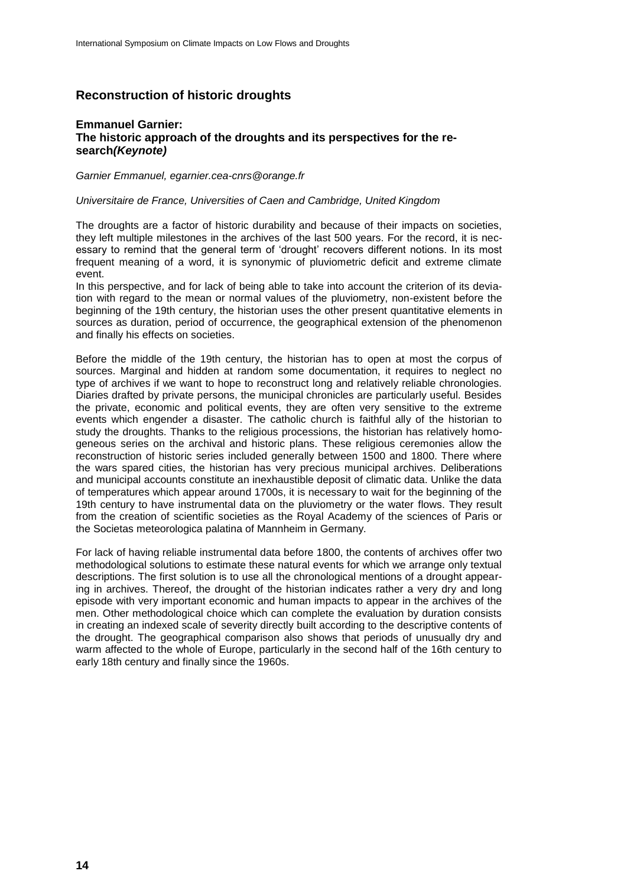## Reconstruction of historic droughts

### Emmanuel Garnier: The historic approach of the droughts and its perspectives for the research *(Keynote)*

*Garnier Emmanuel, egarnier.cea-cnrs@orange.fr*

*Universitaire de France, Universities of Caen and Cambridge, United Kingdom*

The droughts are a factor of historic durability and because of their impacts on societies, they left multiple milestones in the archives of the last 500 years. For the record, it is necessary to remind that the general term of 'drought' recovers different notions. In its most frequent meaning of a word, it is synonymic of pluviometric deficit and extreme climate event.
In this perspective, and for lack of being able to take into account the criterion of its deviation with regard to the mean or normal values of the pluviometry, non-existent before the beginning of the 19th century, the historian uses the other present quantitative elements in sources as duration, period of occurrence, the geographical extension of the phenomenon and finally his effects on societies.

Before the middle of the 19th century, the historian has to open at most the corpus of sources. Marginal and hidden at random some documentation, it requires to neglect no type of archives if we want to hope to reconstruct long and relatively reliable chronologies. Diaries drafted by private persons, the municipal chronicles are particularly useful. Besides the private, economic and political events, they are often very sensitive to the extreme events which engender a disaster. The catholic church is faithful ally of the historian to study the droughts. Thanks to the religious processions, the historian has relatively homogeneous series on the archival and historic plans. These religious ceremonies allow the reconstruction of historic series included generally between 1500 and 1800. There where the wars spared cities, the historian has very precious municipal archives. Deliberations and municipal accounts constitute an inexhaustible deposit of climatic data. Unlike the data of temperatures which appear around 1700s, it is necessary to wait for the beginning of the 19th century to have instrumental data on the pluviometry or the water flows. They result from the creation of scientific societies as the Royal Academy of the sciences of Paris or the Societas meteorologica palatina of Mannheim in Germany.

For lack of having reliable instrumental data before 1800, the contents of archives offer two methodological solutions to estimate these natural events for which we arrange only textual descriptions. The first solution is to use all the chronological mentions of a drought appearing in archives. Thereof, the drought of the historian indicates rather a very dry and long episode with very important economic and human impacts to appear in the archives of the men. Other methodological choice which can complete the evaluation by duration consists in creating an indexed scale of severity directly built according to the descriptive contents of the drought. The geographical comparison also shows that periods of unusually dry and warm affected to the whole of Europe, particularly in the second half of the 16th century to early 18th century and finally since the 1960s.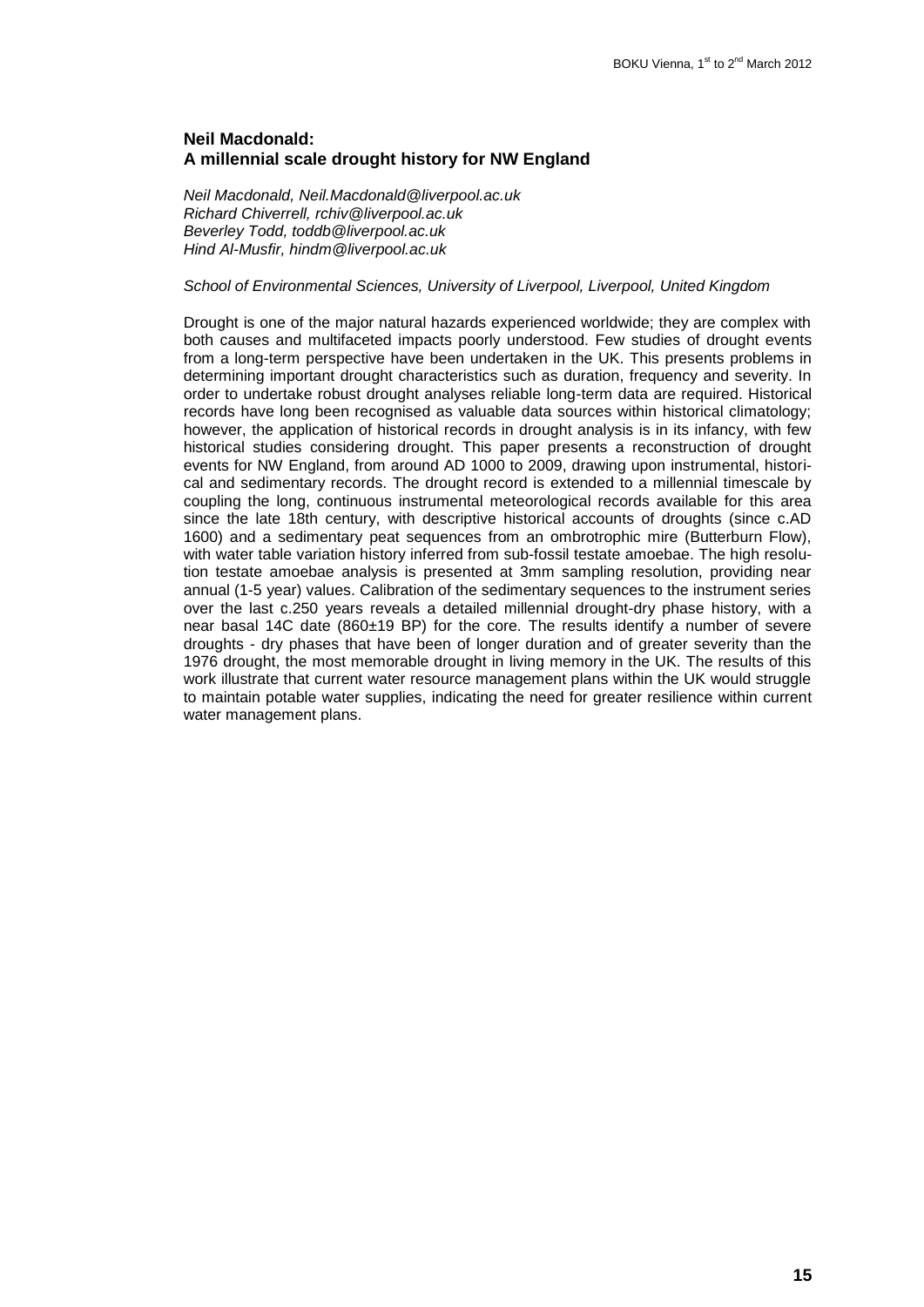### Neil Macdonald:
### A millennial scale drought history for NW England

*Neil Macdonald, Neil.Macdonald@liverpool.ac.uk*
*Richard Chiverrell, rchiv@liverpool.ac.uk*
*Beverley Todd, toddb@liverpool.ac.uk*
*Hind Al-Musfir, hindm@liverpool.ac.uk*

*School of Environmental Sciences, University of Liverpool, Liverpool, United Kingdom*

Drought is one of the major natural hazards experienced worldwide; they are complex with both causes and multifaceted impacts poorly understood. Few studies of drought events from a long-term perspective have been undertaken in the UK. This presents problems in determining important drought characteristics such as duration, frequency and severity. In order to undertake robust drought analyses reliable long-term data are required. Historical records have long been recognised as valuable data sources within historical climatology; however, the application of historical records in drought analysis is in its infancy, with few historical studies considering drought. This paper presents a reconstruction of drought events for NW England, from around AD 1000 to 2009, drawing upon instrumental, historical and sedimentary records. The drought record is extended to a millennial timescale by coupling the long, continuous instrumental meteorological records available for this area since the late 18th century, with descriptive historical accounts of droughts (since c.AD 1600) and a sedimentary peat sequences from an ombrotrophic mire (Butterburn Flow), with water table variation history inferred from sub-fossil testate amoebae. The high resolution testate amoebae analysis is presented at 3mm sampling resolution, providing near annual (1-5 year) values. Calibration of the sedimentary sequences to the instrument series over the last c.250 years reveals a detailed millennial drought-dry phase history, with a near basal 14C date (860±19 BP) for the core. The results identify a number of severe droughts - dry phases that have been of longer duration and of greater severity than the 1976 drought, the most memorable drought in living memory in the UK. The results of this work illustrate that current water resource management plans within the UK would struggle to maintain potable water supplies, indicating the need for greater resilience within current water management plans.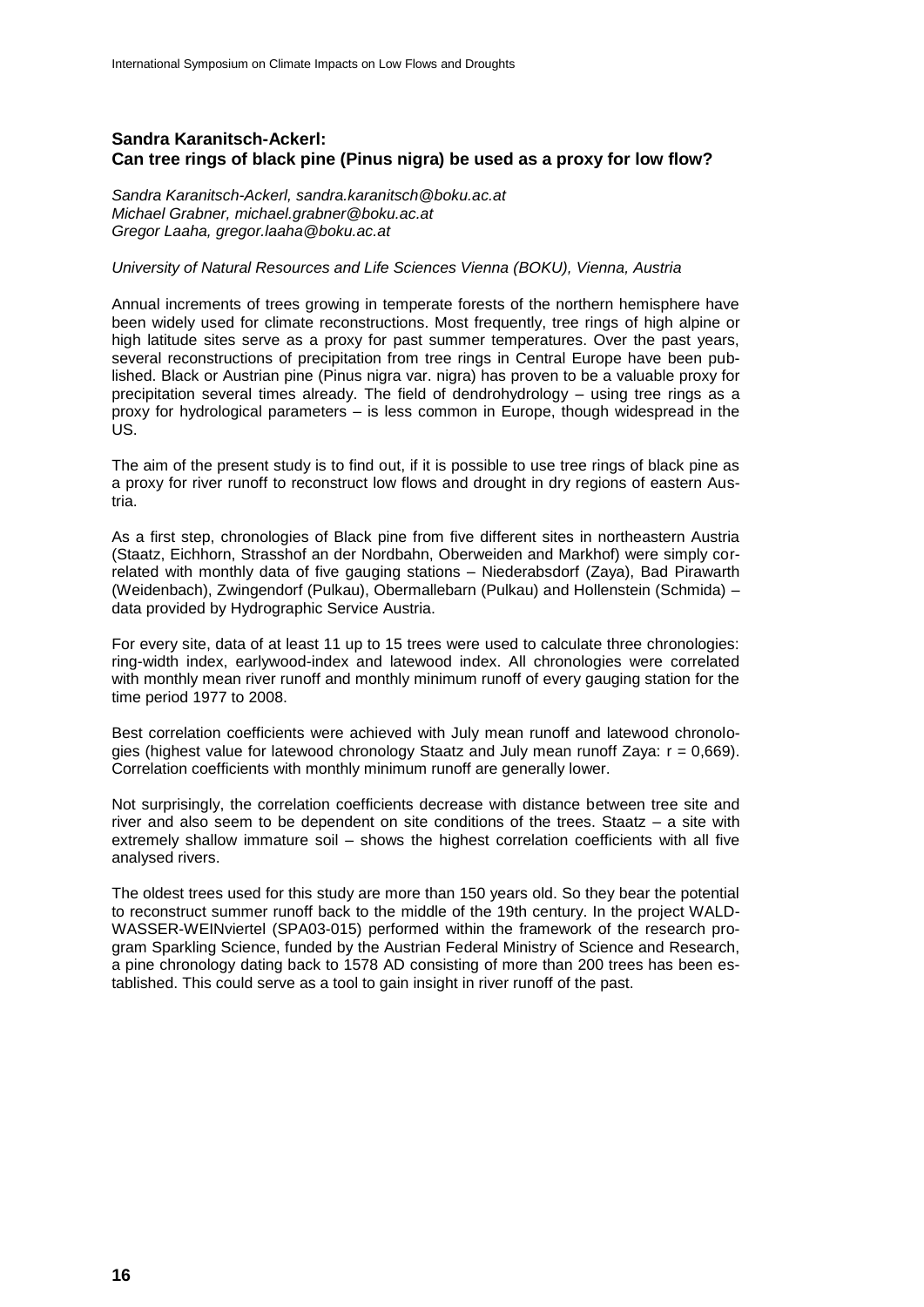## Sandra Karanitsch-Ackerl: Can tree rings of black pine (Pinus nigra) be used as a proxy for low flow?

*Sandra Karanitsch-Ackerl, sandra.karanitsch@boku.ac.at*
*Michael Grabner, michael.grabner@boku.ac.at*
*Gregor Laaha, gregor.laaha@boku.ac.at*

*University of Natural Resources and Life Sciences Vienna (BOKU), Vienna, Austria*

Annual increments of trees growing in temperate forests of the northern hemisphere have been widely used for climate reconstructions. Most frequently, tree rings of high alpine or high latitude sites serve as a proxy for past summer temperatures. Over the past years, several reconstructions of precipitation from tree rings in Central Europe have been published. Black or Austrian pine (Pinus nigra var. nigra) has proven to be a valuable proxy for precipitation several times already. The field of dendrohydrology – using tree rings as a proxy for hydrological parameters – is less common in Europe, though widespread in the US.

The aim of the present study is to find out, if it is possible to use tree rings of black pine as a proxy for river runoff to reconstruct low flows and drought in dry regions of eastern Austria.

As a first step, chronologies of Black pine from five different sites in northeastern Austria (Staatz, Eichhorn, Strasshof an der Nordbahn, Oberweiden and Markhof) were simply correlated with monthly data of five gauging stations – Niederabsdorf (Zaya), Bad Pirawarth (Weidenbach), Zwingendorf (Pulkau), Obermallebarn (Pulkau) and Hollenstein (Schmida) – data provided by Hydrographic Service Austria.

For every site, data of at least 11 up to 15 trees were used to calculate three chronologies: ring-width index, earlywood-index and latewood index. All chronologies were correlated with monthly mean river runoff and monthly minimum runoff of every gauging station for the time period 1977 to 2008.

Best correlation coefficients were achieved with July mean runoff and latewood chronologies (highest value for latewood chronology Staatz and July mean runoff Zaya: $r = 0{,}669$). Correlation coefficients with monthly minimum runoff are generally lower.

Not surprisingly, the correlation coefficients decrease with distance between tree site and river and also seem to be dependent on site conditions of the trees. Staatz – a site with extremely shallow immature soil – shows the highest correlation coefficients with all five analysed rivers.

The oldest trees used for this study are more than 150 years old. So they bear the potential to reconstruct summer runoff back to the middle of the 19th century. In the project WALD-WASSER-WEINviertel (SPA03-015) performed within the framework of the research program Sparkling Science, funded by the Austrian Federal Ministry of Science and Research, a pine chronology dating back to 1578 AD consisting of more than 200 trees has been established. This could serve as a tool to gain insight in river runoff of the past.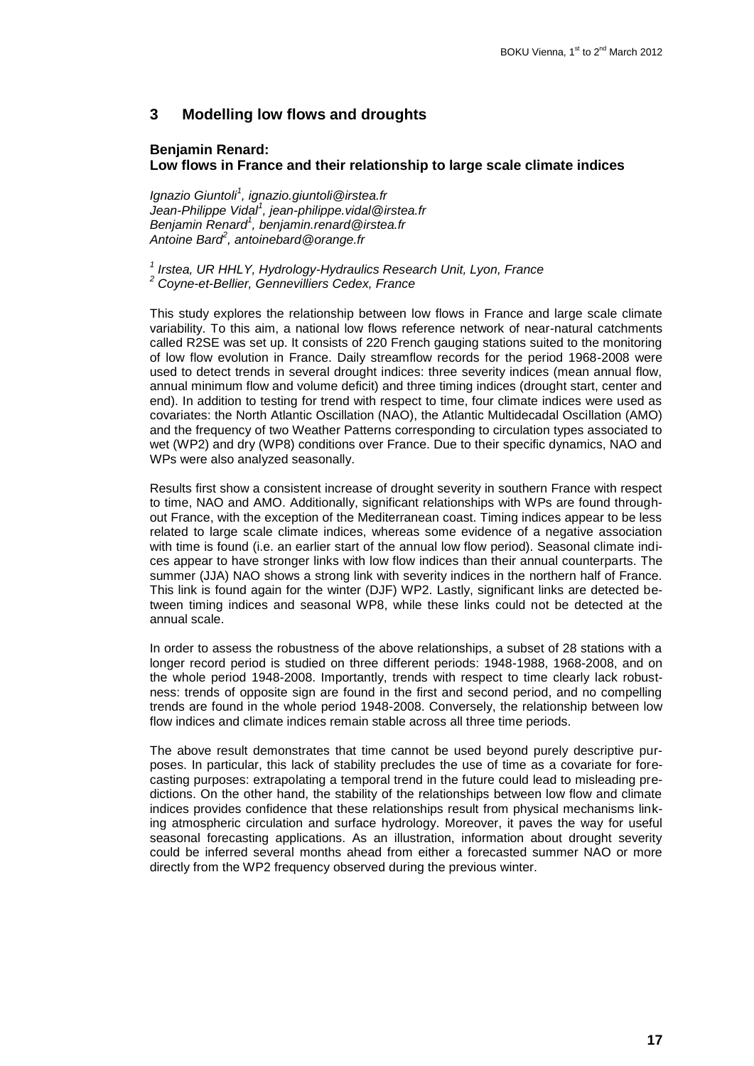## 3 Modelling low flows and droughts

### Benjamin Renard: Low flows in France and their relationship to large scale climate indices

*Ignazio Giuntoli[1], ignazio.giuntoli@irstea.fr*
*Jean-Philippe Vidal[1], jean-philippe.vidal@irstea.fr*
*Benjamin Renard[1], benjamin.renard@irstea.fr*
*Antoine Bard[2], antoinebard@orange.fr*

*[1] Irstea, UR HHLY, Hydrology-Hydraulics Research Unit, Lyon, France*
*[2] Coyne-et-Bellier, Gennevilliers Cedex, France*

This study explores the relationship between low flows in France and large scale climate variability. To this aim, a national low flows reference network of near-natural catchments called R2SE was set up. It consists of 220 French gauging stations suited to the monitoring of low flow evolution in France. Daily streamflow records for the period 1968-2008 were used to detect trends in several drought indices: three severity indices (mean annual flow, annual minimum flow and volume deficit) and three timing indices (drought start, center and end). In addition to testing for trend with respect to time, four climate indices were used as covariates: the North Atlantic Oscillation (NAO), the Atlantic Multidecadal Oscillation (AMO) and the frequency of two Weather Patterns corresponding to circulation types associated to wet (WP2) and dry (WP8) conditions over France. Due to their specific dynamics, NAO and WPs were also analyzed seasonally.

Results first show a consistent increase of drought severity in southern France with respect to time, NAO and AMO. Additionally, significant relationships with WPs are found throughout France, with the exception of the Mediterranean coast. Timing indices appear to be less related to large scale climate indices, whereas some evidence of a negative association with time is found (i.e. an earlier start of the annual low flow period). Seasonal climate indices appear to have stronger links with low flow indices than their annual counterparts. The summer (JJA) NAO shows a strong link with severity indices in the northern half of France. This link is found again for the winter (DJF) WP2. Lastly, significant links are detected between timing indices and seasonal WP8, while these links could not be detected at the annual scale.

In order to assess the robustness of the above relationships, a subset of 28 stations with a longer record period is studied on three different periods: 1948-1988, 1968-2008, and on the whole period 1948-2008. Importantly, trends with respect to time clearly lack robustness: trends of opposite sign are found in the first and second period, and no compelling trends are found in the whole period 1948-2008. Conversely, the relationship between low flow indices and climate indices remain stable across all three time periods.

The above result demonstrates that time cannot be used beyond purely descriptive purposes. In particular, this lack of stability precludes the use of time as a covariate for forecasting purposes: extrapolating a temporal trend in the future could lead to misleading predictions. On the other hand, the stability of the relationships between low flow and climate indices provides confidence that these relationships result from physical mechanisms linking atmospheric circulation and surface hydrology. Moreover, it paves the way for useful seasonal forecasting applications. As an illustration, information about drought severity could be inferred several months ahead from either a forecasted summer NAO or more directly from the WP2 frequency observed during the previous winter.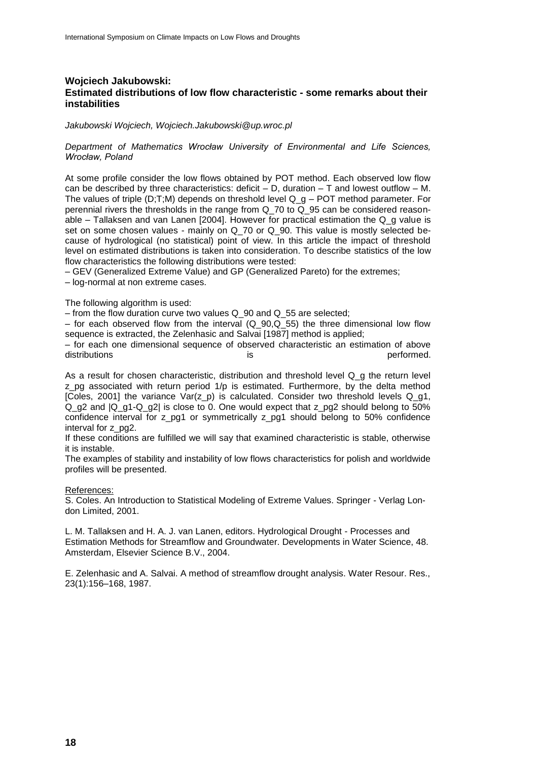## Wojciech Jakubowski: Estimated distributions of low flow characteristic - some remarks about their instabilities

*Jakubowski Wojciech, Wojciech.Jakubowski@up.wroc.pl*

*Department of Mathematics Wrocław University of Environmental and Life Sciences, Wrocław, Poland*

At some profile consider the low flows obtained by POT method. Each observed low flow can be described by three characteristics: deficit – D, duration – T and lowest outflow – M. The values of triple (D;T;M) depends on threshold level $Q_g$ – POT method parameter. For perennial rivers the thresholds in the range from $Q_{70}$ to $Q_{95}$ can be considered reasonable – Tallaksen and van Lanen [2004]. However for practical estimation the $Q_g$ value is set on some chosen values - mainly on $Q_{70}$ or $Q_{90}$. This value is mostly selected because of hydrological (no statistical) point of view. In this article the impact of threshold level on estimated distributions is taken into consideration. To describe statistics of the low flow characteristics the following distributions were tested:

– GEV (Generalized Extreme Value) and GP (Generalized Pareto) for the extremes;
– log-normal at non extreme cases.

The following algorithm is used:

– from the flow duration curve two values $Q_{90}$ and $Q_{55}$ are selected;
– for each observed flow from the interval ($Q_{90}$,$Q_{55}$) the three dimensional low flow sequence is extracted, the Zelenhasic and Salvai [1987] method is applied;
– for each one dimensional sequence of observed characteristic an estimation of above distributions is performed.

As a result for chosen characteristic, distribution and threshold level $Q_g$ the return level $z_{pg}$ associated with return period $1/p$ is estimated. Furthermore, by the delta method [Coles, 2001] the variance $Var(z_p)$ is calculated. Consider two threshold levels $Q_{g1}$, $Q_{g2}$ and $|Q_{g1}-Q_{g2}|$ is close to 0. One would expect that $z_{pg2}$ should belong to 50% confidence interval for $z_{pg1}$ or symmetrically $z_{pg1}$ should belong to 50% confidence interval for $z_{pg2}$.

If these conditions are fulfilled we will say that examined characteristic is stable, otherwise it is instable.

The examples of stability and instability of low flows characteristics for polish and worldwide profiles will be presented.

References:

S. Coles. An Introduction to Statistical Modeling of Extreme Values. Springer - Verlag London Limited, 2001.

L. M. Tallaksen and H. A. J. van Lanen, editors. Hydrological Drought - Processes and Estimation Methods for Streamflow and Groundwater. Developments in Water Science, 48. Amsterdam, Elsevier Science B.V., 2004.

E. Zelenhasic and A. Salvai. A method of streamflow drought analysis. Water Resour. Res., 23(1):156–168, 1987.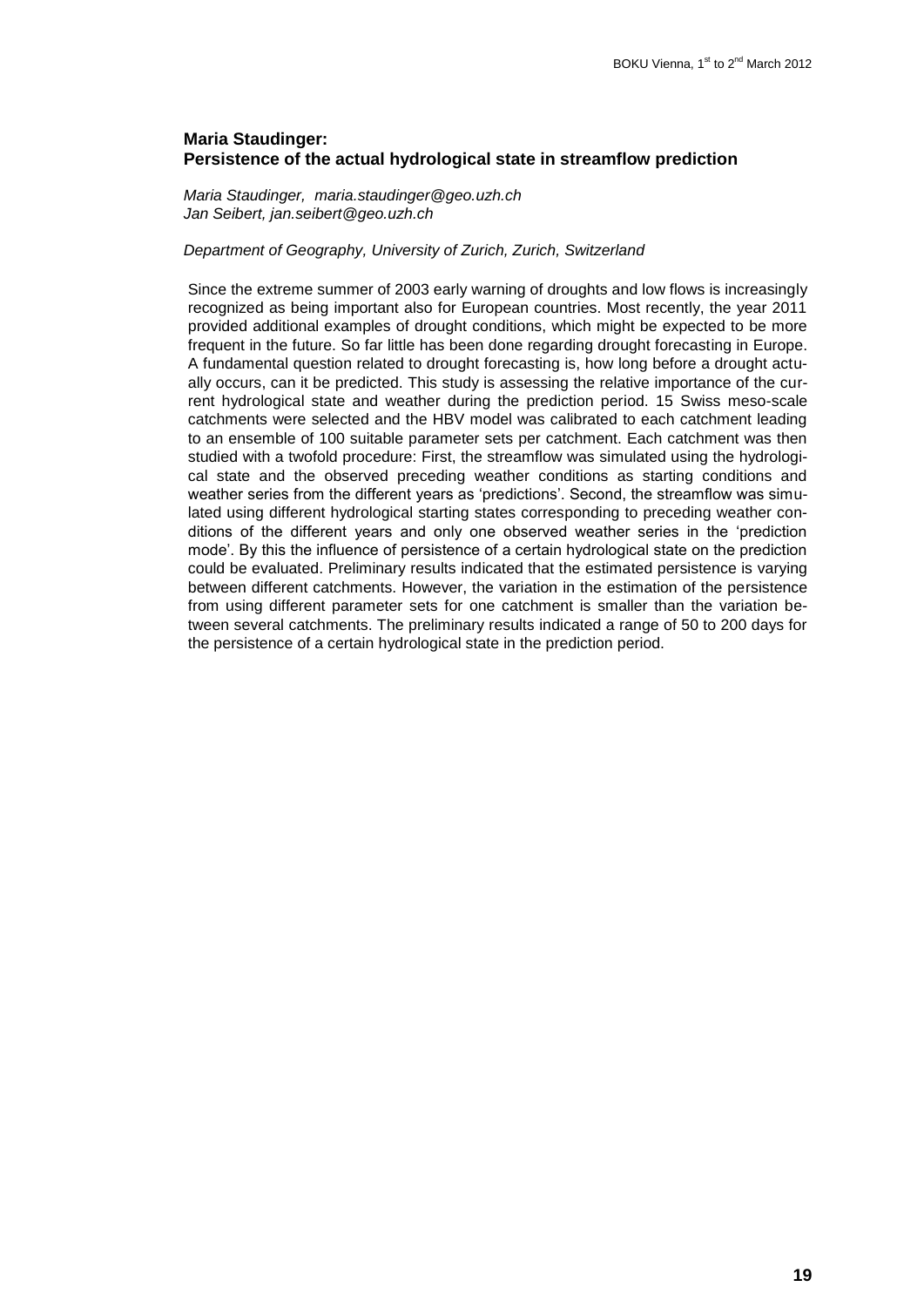### Maria Staudinger:
### Persistence of the actual hydrological state in streamflow prediction

*Maria Staudinger, maria.staudinger@geo.uzh.ch*
*Jan Seibert, jan.seibert@geo.uzh.ch*

*Department of Geography, University of Zurich, Zurich, Switzerland*

Since the extreme summer of 2003 early warning of droughts and low flows is increasingly recognized as being important also for European countries. Most recently, the year 2011 provided additional examples of drought conditions, which might be expected to be more frequent in the future. So far little has been done regarding drought forecasting in Europe. A fundamental question related to drought forecasting is, how long before a drought actually occurs, can it be predicted. This study is assessing the relative importance of the current hydrological state and weather during the prediction period. 15 Swiss meso-scale catchments were selected and the HBV model was calibrated to each catchment leading to an ensemble of 100 suitable parameter sets per catchment. Each catchment was then studied with a twofold procedure: First, the streamflow was simulated using the hydrological state and the observed preceding weather conditions as starting conditions and weather series from the different years as 'predictions'. Second, the streamflow was simulated using different hydrological starting states corresponding to preceding weather conditions of the different years and only one observed weather series in the 'prediction mode'. By this the influence of persistence of a certain hydrological state on the prediction could be evaluated. Preliminary results indicated that the estimated persistence is varying between different catchments. However, the variation in the estimation of the persistence from using different parameter sets for one catchment is smaller than the variation between several catchments. The preliminary results indicated a range of 50 to 200 days for the persistence of a certain hydrological state in the prediction period.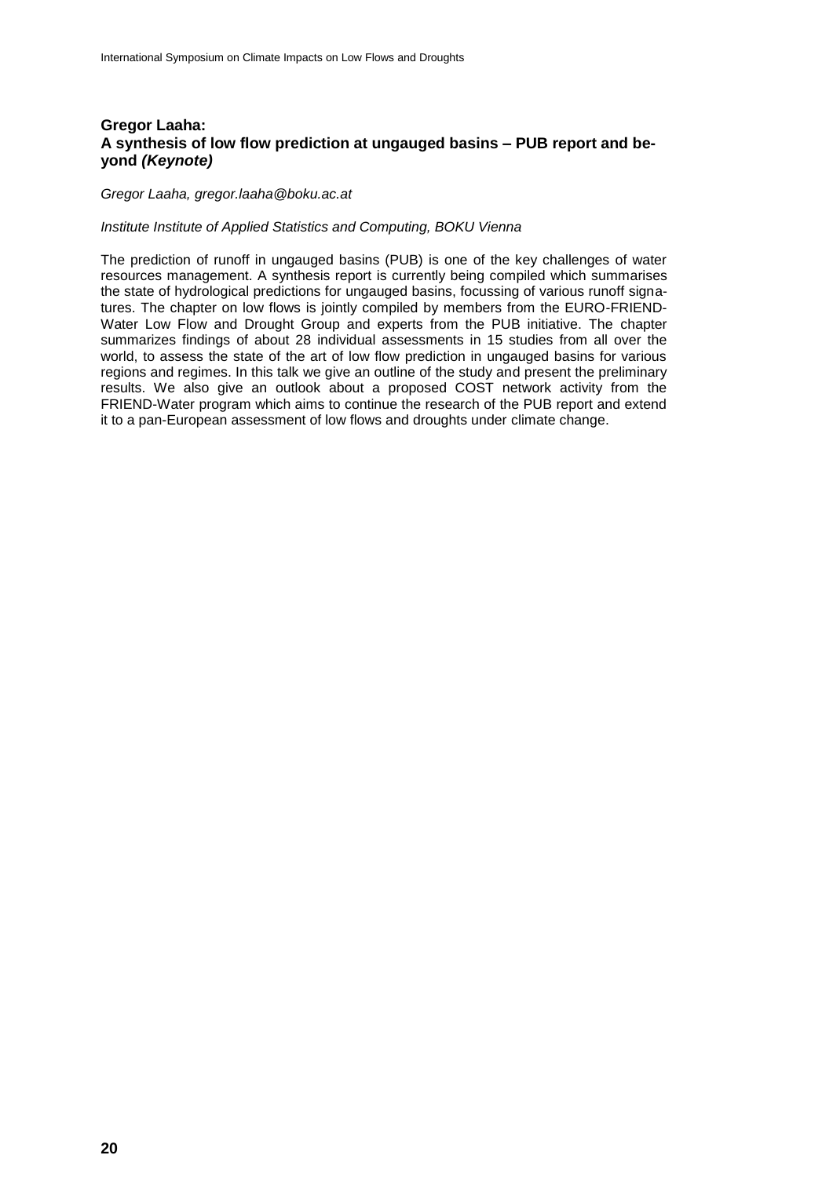**Gregor Laaha:**
**A synthesis of low flow prediction at ungauged basins – PUB report and beyond *(Keynote)***

*Gregor Laaha, gregor.laaha@boku.ac.at*

*Institute Institute of Applied Statistics and Computing, BOKU Vienna*

The prediction of runoff in ungauged basins (PUB) is one of the key challenges of water resources management. A synthesis report is currently being compiled which summarises the state of hydrological predictions for ungauged basins, focussing of various runoff signatures. The chapter on low flows is jointly compiled by members from the EURO-FRIEND-Water Low Flow and Drought Group and experts from the PUB initiative. The chapter summarizes findings of about 28 individual assessments in 15 studies from all over the world, to assess the state of the art of low flow prediction in ungauged basins for various regions and regimes. In this talk we give an outline of the study and present the preliminary results. We also give an outlook about a proposed COST network activity from the FRIEND-Water program which aims to continue the research of the PUB report and extend it to a pan-European assessment of low flows and droughts under climate change.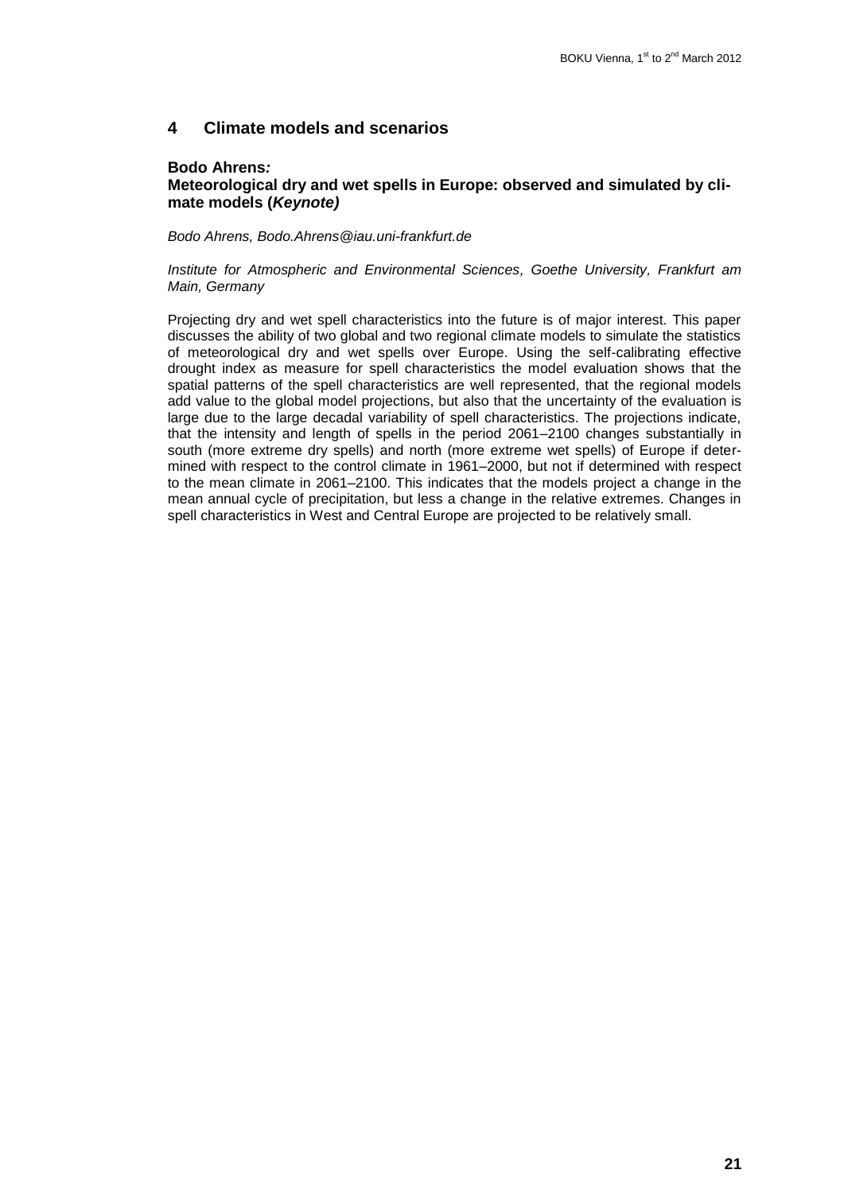## 4 Climate models and scenarios

### Bodo Ahrens*:* Meteorological dry and wet spells in Europe: observed and simulated by climate models (*Keynote)*

*Bodo Ahrens, Bodo.Ahrens@iau.uni-frankfurt.de*

*Institute for Atmospheric and Environmental Sciences, Goethe University, Frankfurt am Main, Germany*

Projecting dry and wet spell characteristics into the future is of major interest. This paper discusses the ability of two global and two regional climate models to simulate the statistics of meteorological dry and wet spells over Europe. Using the self-calibrating effective drought index as measure for spell characteristics the model evaluation shows that the spatial patterns of the spell characteristics are well represented, that the regional models add value to the global model projections, but also that the uncertainty of the evaluation is large due to the large decadal variability of spell characteristics. The projections indicate, that the intensity and length of spells in the period 2061–2100 changes substantially in south (more extreme dry spells) and north (more extreme wet spells) of Europe if determined with respect to the control climate in 1961–2000, but not if determined with respect to the mean climate in 2061–2100. This indicates that the models project a change in the mean annual cycle of precipitation, but less a change in the relative extremes. Changes in spell characteristics in West and Central Europe are projected to be relatively small.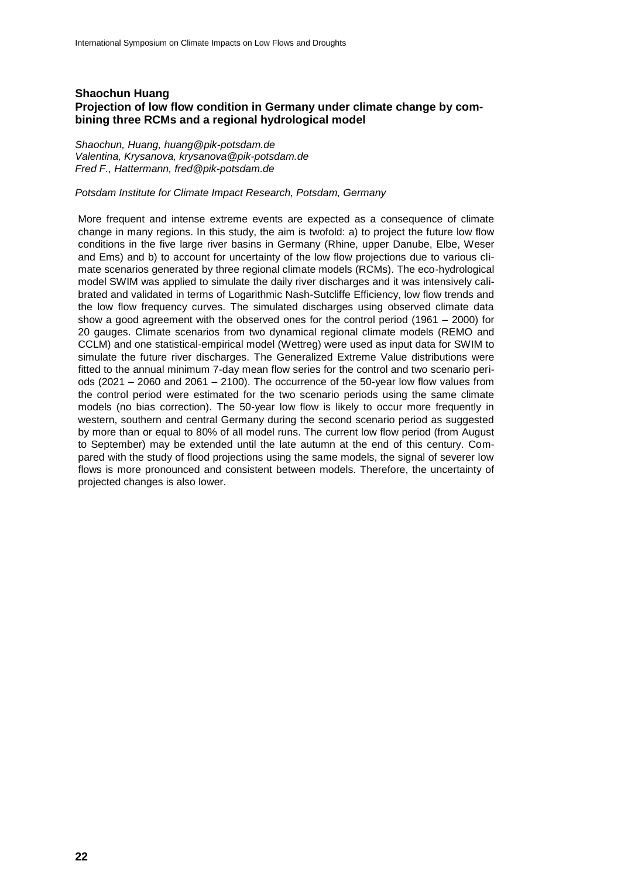## Shaochun Huang

## Projection of low flow condition in Germany under climate change by combining three RCMs and a regional hydrological model

*Shaochun, Huang, huang@pik-potsdam.de*
*Valentina, Krysanova, krysanova@pik-potsdam.de*
*Fred F., Hattermann, fred@pik-potsdam.de*

*Potsdam Institute for Climate Impact Research, Potsdam, Germany*

More frequent and intense extreme events are expected as a consequence of climate change in many regions. In this study, the aim is twofold: a) to project the future low flow conditions in the five large river basins in Germany (Rhine, upper Danube, Elbe, Weser and Ems) and b) to account for uncertainty of the low flow projections due to various climate scenarios generated by three regional climate models (RCMs). The eco-hydrological model SWIM was applied to simulate the daily river discharges and it was intensively calibrated and validated in terms of Logarithmic Nash-Sutcliffe Efficiency, low flow trends and the low flow frequency curves. The simulated discharges using observed climate data show a good agreement with the observed ones for the control period (1961 – 2000) for 20 gauges. Climate scenarios from two dynamical regional climate models (REMO and CCLM) and one statistical-empirical model (Wettreg) were used as input data for SWIM to simulate the future river discharges. The Generalized Extreme Value distributions were fitted to the annual minimum 7-day mean flow series for the control and two scenario periods (2021 – 2060 and 2061 – 2100). The occurrence of the 50-year low flow values from the control period were estimated for the two scenario periods using the same climate models (no bias correction). The 50-year low flow is likely to occur more frequently in western, southern and central Germany during the second scenario period as suggested by more than or equal to 80% of all model runs. The current low flow period (from August to September) may be extended until the late autumn at the end of this century. Compared with the study of flood projections using the same models, the signal of severer low flows is more pronounced and consistent between models. Therefore, the uncertainty of projected changes is also lower.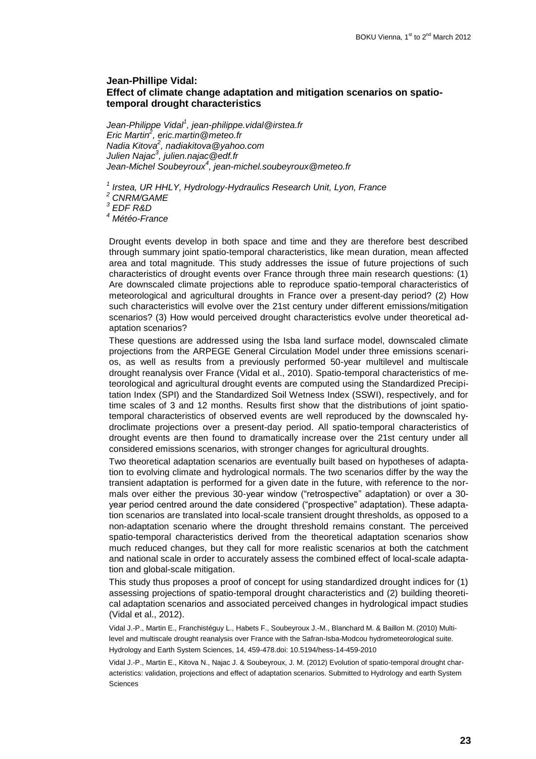## Jean-Phillipe Vidal:
## Effect of climate change adaptation and mitigation scenarios on spatio-temporal drought characteristics

*Jean-Philippe Vidal[1], jean-philippe.vidal@irstea.fr*
*Eric Martin[2], eric.martin@meteo.fr*
*Nadia Kitova[2], nadiakitova@yahoo.com*
*Julien Najac[3], julien.najac@edf.fr*
*Jean-Michel Soubeyroux[4], jean-michel.soubeyroux@meteo.fr*

*[1] Irstea, UR HHLY, Hydrology-Hydraulics Research Unit, Lyon, France*
*[2] CNRM/GAME*
*[3] EDF R&D*
*[4] Météo-France*

Drought events develop in both space and time and they are therefore best described through summary joint spatio-temporal characteristics, like mean duration, mean affected area and total magnitude. This study addresses the issue of future projections of such characteristics of drought events over France through three main research questions: (1) Are downscaled climate projections able to reproduce spatio-temporal characteristics of meteorological and agricultural droughts in France over a present-day period? (2) How such characteristics will evolve over the 21st century under different emissions/mitigation scenarios? (3) How would perceived drought characteristics evolve under theoretical adaptation scenarios?

These questions are addressed using the Isba land surface model, downscaled climate projections from the ARPEGE General Circulation Model under three emissions scenarios, as well as results from a previously performed 50-year multilevel and multiscale drought reanalysis over France (Vidal et al., 2010). Spatio-temporal characteristics of meteorological and agricultural drought events are computed using the Standardized Precipitation Index (SPI) and the Standardized Soil Wetness Index (SSWI), respectively, and for time scales of 3 and 12 months. Results first show that the distributions of joint spatio-temporal characteristics of observed events are well reproduced by the downscaled hydroclimate projections over a present-day period. All spatio-temporal characteristics of drought events are then found to dramatically increase over the 21st century under all considered emissions scenarios, with stronger changes for agricultural droughts.

Two theoretical adaptation scenarios are eventually built based on hypotheses of adaptation to evolving climate and hydrological normals. The two scenarios differ by the way the transient adaptation is performed for a given date in the future, with reference to the normals over either the previous 30-year window ("retrospective" adaptation) or over a 30-year period centred around the date considered ("prospective" adaptation). These adaptation scenarios are translated into local-scale transient drought thresholds, as opposed to a non-adaptation scenario where the drought threshold remains constant. The perceived spatio-temporal characteristics derived from the theoretical adaptation scenarios show much reduced changes, but they call for more realistic scenarios at both the catchment and national scale in order to accurately assess the combined effect of local-scale adaptation and global-scale mitigation.

This study thus proposes a proof of concept for using standardized drought indices for (1) assessing projections of spatio-temporal drought characteristics and (2) building theoretical adaptation scenarios and associated perceived changes in hydrological impact studies (Vidal et al., 2012).

Vidal J.-P., Martin E., Franchistéguy L., Habets F., Soubeyroux J.-M., Blanchard M. & Baillon M. (2010) Multi-level and multiscale drought reanalysis over France with the Safran-Isba-Modcou hydrometeorological suite. Hydrology and Earth System Sciences, 14, 459-478.doi: 10.5194/hess-14-459-2010

Vidal J.-P., Martin E., Kitova N., Najac J. & Soubeyroux, J. M. (2012) Evolution of spatio-temporal drought characteristics: validation, projections and effect of adaptation scenarios. Submitted to Hydrology and earth System Sciences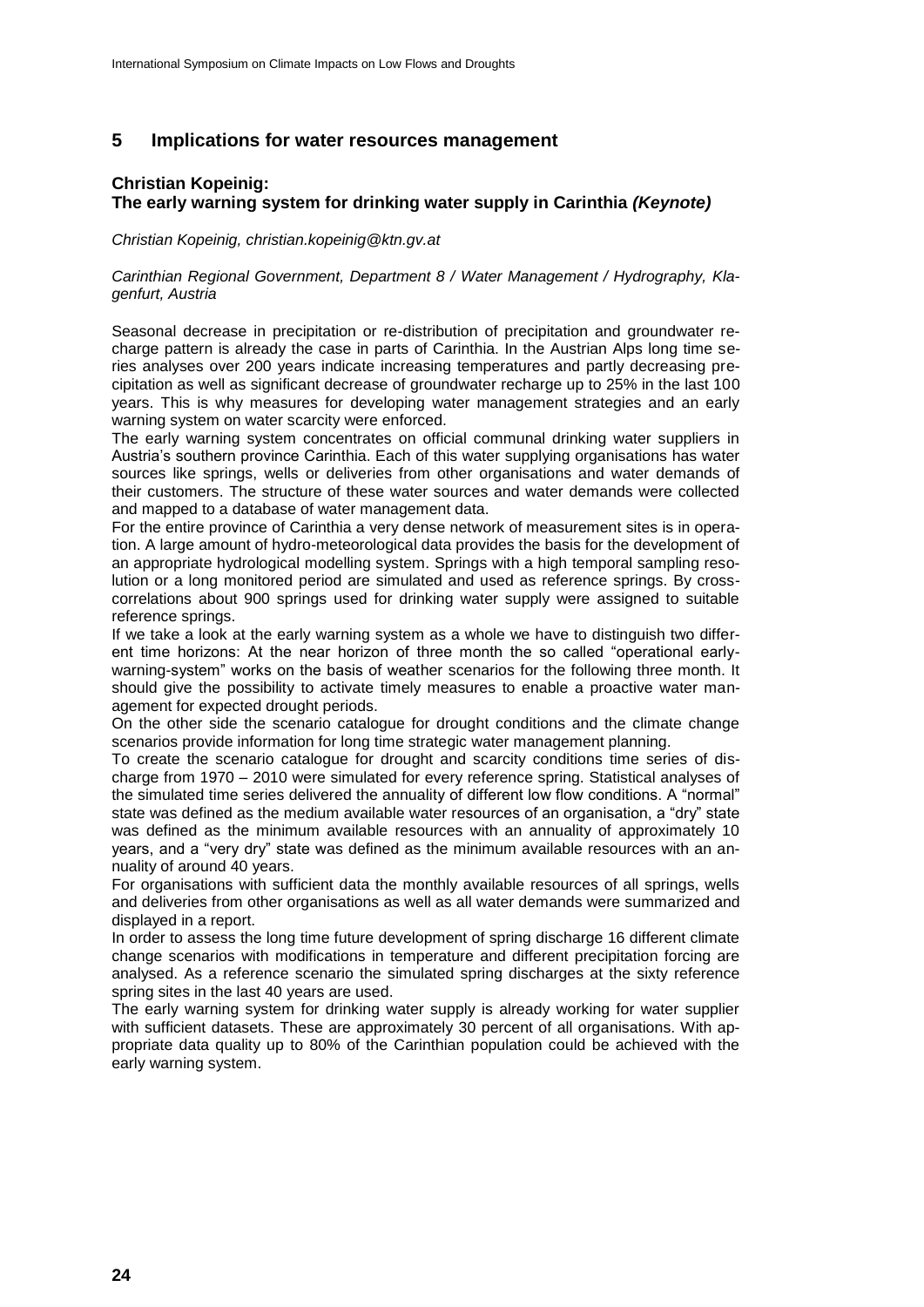## 5 Implications for water resources management

### Christian Kopeinig: The early warning system for drinking water supply in Carinthia *(Keynote)*

*Christian Kopeinig, christian.kopeinig@ktn.gv.at*

*Carinthian Regional Government, Department 8 / Water Management / Hydrography, Klagenfurt, Austria*

Seasonal decrease in precipitation or re-distribution of precipitation and groundwater recharge pattern is already the case in parts of Carinthia. In the Austrian Alps long time series analyses over 200 years indicate increasing temperatures and partly decreasing precipitation as well as significant decrease of groundwater recharge up to 25% in the last 100 years. This is why measures for developing water management strategies and an early warning system on water scarcity were enforced.

The early warning system concentrates on official communal drinking water suppliers in Austria's southern province Carinthia. Each of this water supplying organisations has water sources like springs, wells or deliveries from other organisations and water demands of their customers. The structure of these water sources and water demands were collected and mapped to a database of water management data.

For the entire province of Carinthia a very dense network of measurement sites is in operation. A large amount of hydro-meteorological data provides the basis for the development of an appropriate hydrological modelling system. Springs with a high temporal sampling resolution or a long monitored period are simulated and used as reference springs. By cross-correlations about 900 springs used for drinking water supply were assigned to suitable reference springs.

If we take a look at the early warning system as a whole we have to distinguish two different time horizons: At the near horizon of three month the so called "operational early-warning-system" works on the basis of weather scenarios for the following three month. It should give the possibility to activate timely measures to enable a proactive water management for expected drought periods.

On the other side the scenario catalogue for drought conditions and the climate change scenarios provide information for long time strategic water management planning.

To create the scenario catalogue for drought and scarcity conditions time series of discharge from 1970 – 2010 were simulated for every reference spring. Statistical analyses of the simulated time series delivered the annuality of different low flow conditions. A "normal" state was defined as the medium available water resources of an organisation, a "dry" state was defined as the minimum available resources with an annuality of approximately 10 years, and a "very dry" state was defined as the minimum available resources with an annuality of around 40 years.

For organisations with sufficient data the monthly available resources of all springs, wells and deliveries from other organisations as well as all water demands were summarized and displayed in a report.

In order to assess the long time future development of spring discharge 16 different climate change scenarios with modifications in temperature and different precipitation forcing are analysed. As a reference scenario the simulated spring discharges at the sixty reference spring sites in the last 40 years are used.

The early warning system for drinking water supply is already working for water supplier with sufficient datasets. These are approximately 30 percent of all organisations. With appropriate data quality up to 80% of the Carinthian population could be achieved with the early warning system.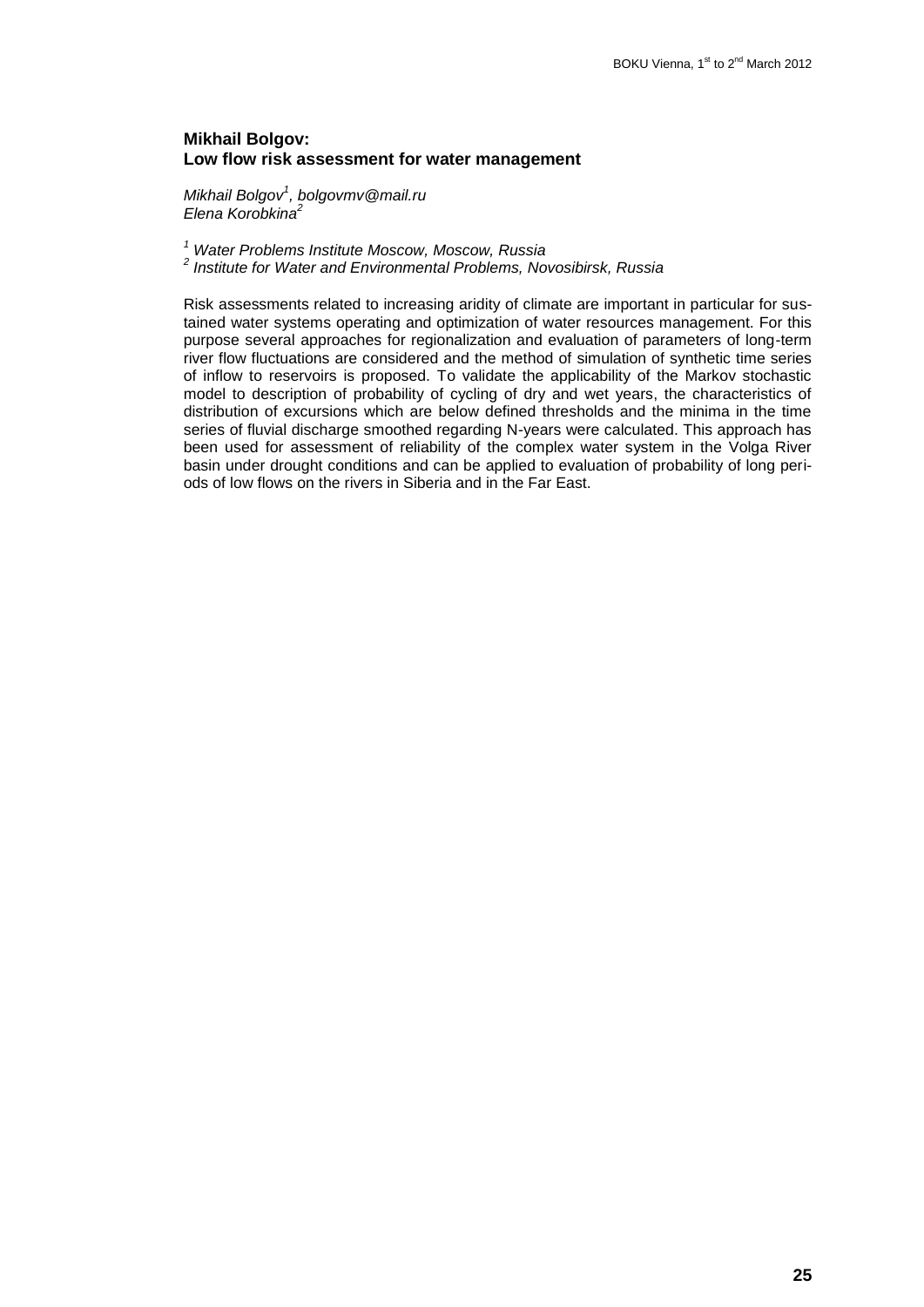### Mikhail Bolgov:
### Low flow risk assessment for water management

*Mikhail Bolgov[1], bolgovmv@mail.ru*
*Elena Korobkina[2]*

*[1] Water Problems Institute Moscow, Moscow, Russia*
*[2] Institute for Water and Environmental Problems, Novosibirsk, Russia*

Risk assessments related to increasing aridity of climate are important in particular for sustained water systems operating and optimization of water resources management. For this purpose several approaches for regionalization and evaluation of parameters of long-term river flow fluctuations are considered and the method of simulation of synthetic time series of inflow to reservoirs is proposed. To validate the applicability of the Markov stochastic model to description of probability of cycling of dry and wet years, the characteristics of distribution of excursions which are below defined thresholds and the minima in the time series of fluvial discharge smoothed regarding N-years were calculated. This approach has been used for assessment of reliability of the complex water system in the Volga River basin under drought conditions and can be applied to evaluation of probability of long periods of low flows on the rivers in Siberia and in the Far East.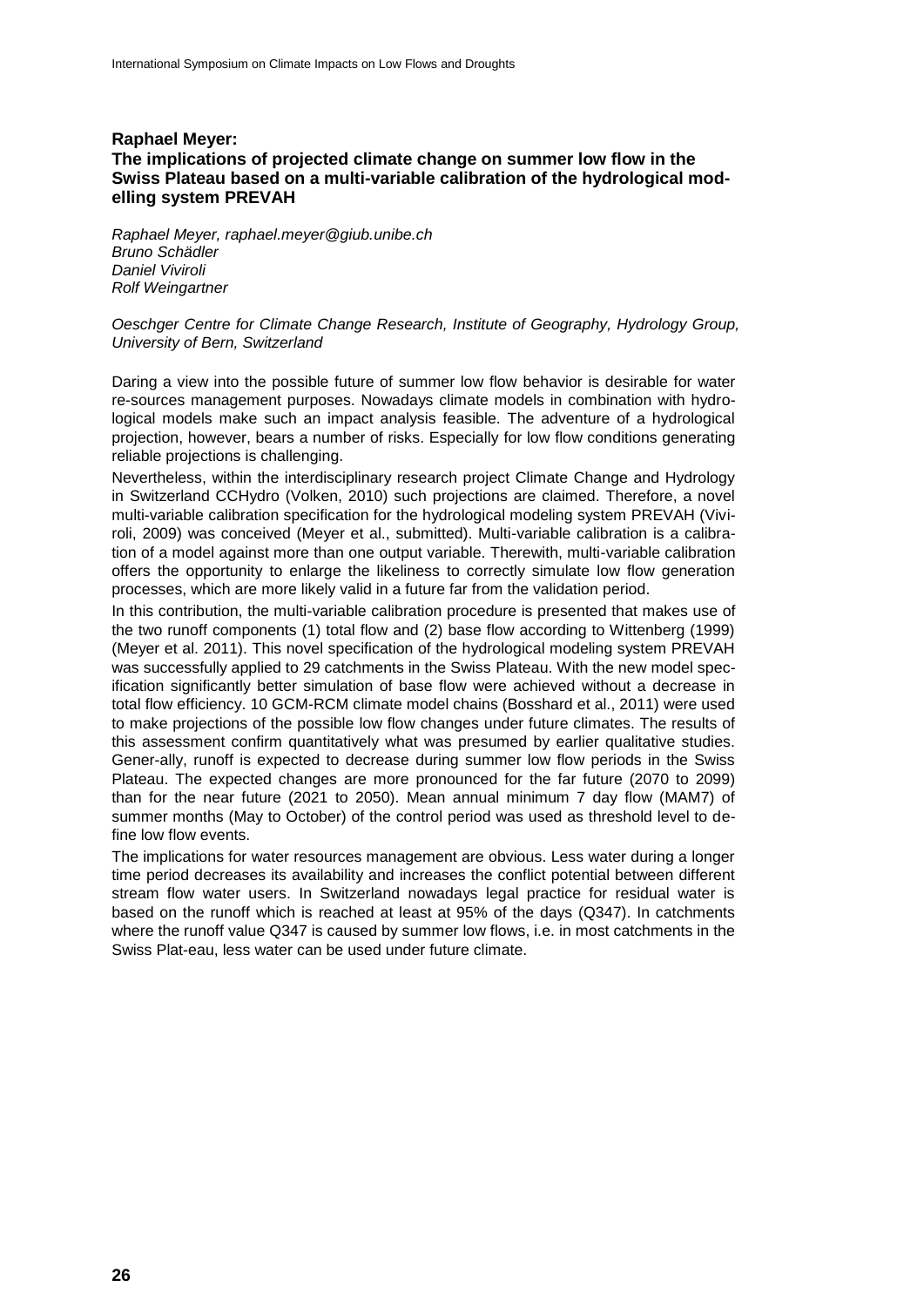## Raphael Meyer:
## The implications of projected climate change on summer low flow in the Swiss Plateau based on a multi-variable calibration of the hydrological modelling system PREVAH

*Raphael Meyer, raphael.meyer@giub.unibe.ch*
*Bruno Schädler*
*Daniel Viviroli*
*Rolf Weingartner*

*Oeschger Centre for Climate Change Research, Institute of Geography, Hydrology Group, University of Bern, Switzerland*

Daring a view into the possible future of summer low flow behavior is desirable for water re-sources management purposes. Nowadays climate models in combination with hydrological models make such an impact analysis feasible. The adventure of a hydrological projection, however, bears a number of risks. Especially for low flow conditions generating reliable projections is challenging.

Nevertheless, within the interdisciplinary research project Climate Change and Hydrology in Switzerland CCHydro (Volken, 2010) such projections are claimed. Therefore, a novel multi-variable calibration specification for the hydrological modeling system PREVAH (Viviroli, 2009) was conceived (Meyer et al., submitted). Multi-variable calibration is a calibration of a model against more than one output variable. Therewith, multi-variable calibration offers the opportunity to enlarge the likeliness to correctly simulate low flow generation processes, which are more likely valid in a future far from the validation period.

In this contribution, the multi-variable calibration procedure is presented that makes use of the two runoff components (1) total flow and (2) base flow according to Wittenberg (1999) (Meyer et al. 2011). This novel specification of the hydrological modeling system PREVAH was successfully applied to 29 catchments in the Swiss Plateau. With the new model specification significantly better simulation of base flow were achieved without a decrease in total flow efficiency. 10 GCM-RCM climate model chains (Bosshard et al., 2011) were used to make projections of the possible low flow changes under future climates. The results of this assessment confirm quantitatively what was presumed by earlier qualitative studies. Gener-ally, runoff is expected to decrease during summer low flow periods in the Swiss Plateau. The expected changes are more pronounced for the far future (2070 to 2099) than for the near future (2021 to 2050). Mean annual minimum 7 day flow (MAM7) of summer months (May to October) of the control period was used as threshold level to define low flow events.

The implications for water resources management are obvious. Less water during a longer time period decreases its availability and increases the conflict potential between different stream flow water users. In Switzerland nowadays legal practice for residual water is based on the runoff which is reached at least at 95% of the days (Q347). In catchments where the runoff value Q347 is caused by summer low flows, i.e. in most catchments in the Swiss Plat-eau, less water can be used under future climate.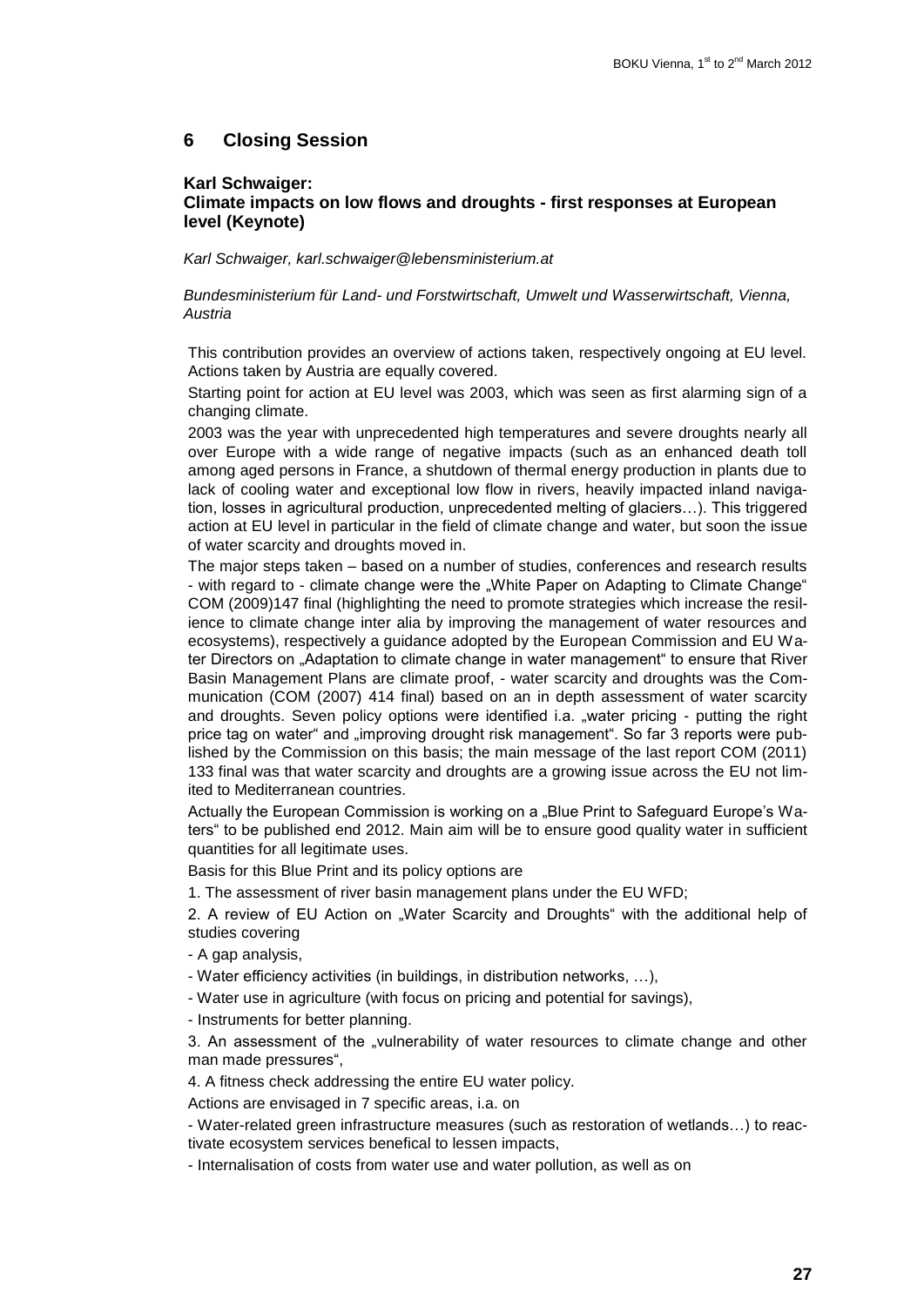# 6 Closing Session

### Karl Schwaiger:
### Climate impacts on low flows and droughts - first responses at European level (Keynote)

*Karl Schwaiger, karl.schwaiger@lebensministerium.at*

*Bundesministerium für Land- und Forstwirtschaft, Umwelt und Wasserwirtschaft, Vienna, Austria*

This contribution provides an overview of actions taken, respectively ongoing at EU level. Actions taken by Austria are equally covered.

Starting point for action at EU level was 2003, which was seen as first alarming sign of a changing climate.

2003 was the year with unprecedented high temperatures and severe droughts nearly all over Europe with a wide range of negative impacts (such as an enhanced death toll among aged persons in France, a shutdown of thermal energy production in plants due to lack of cooling water and exceptional low flow in rivers, heavily impacted inland navigation, losses in agricultural production, unprecedented melting of glaciers…). This triggered action at EU level in particular in the field of climate change and water, but soon the issue of water scarcity and droughts moved in.

The major steps taken – based on a number of studies, conferences and research results - with regard to - climate change were the „White Paper on Adapting to Climate Change" COM (2009)147 final (highlighting the need to promote strategies which increase the resilience to climate change inter alia by improving the management of water resources and ecosystems), respectively a guidance adopted by the European Commission and EU Water Directors on „Adaptation to climate change in water management" to ensure that River Basin Management Plans are climate proof, - water scarcity and droughts was the Communication (COM (2007) 414 final) based on an in depth assessment of water scarcity and droughts. Seven policy options were identified i.a. „water pricing - putting the right price tag on water" and „improving drought risk management". So far 3 reports were published by the Commission on this basis; the main message of the last report COM (2011) 133 final was that water scarcity and droughts are a growing issue across the EU not limited to Mediterranean countries.

Actually the European Commission is working on a „Blue Print to Safeguard Europe's Waters" to be published end 2012. Main aim will be to ensure good quality water in sufficient quantities for all legitimate uses.

Basis for this Blue Print and its policy options are

1. The assessment of river basin management plans under the EU WFD;

2. A review of EU Action on „Water Scarcity and Droughts" with the additional help of studies covering

- A gap analysis,
- Water efficiency activities (in buildings, in distribution networks, …),
- Water use in agriculture (with focus on pricing and potential for savings),
- Instruments for better planning.

3. An assessment of the „vulnerability of water resources to climate change and other man made pressures",

4. A fitness check addressing the entire EU water policy.

Actions are envisaged in 7 specific areas, i.a. on

- Water-related green infrastructure measures (such as restoration of wetlands…) to reactivate ecosystem services benefical to lessen impacts,
- Internalisation of costs from water use and water pollution, as well as on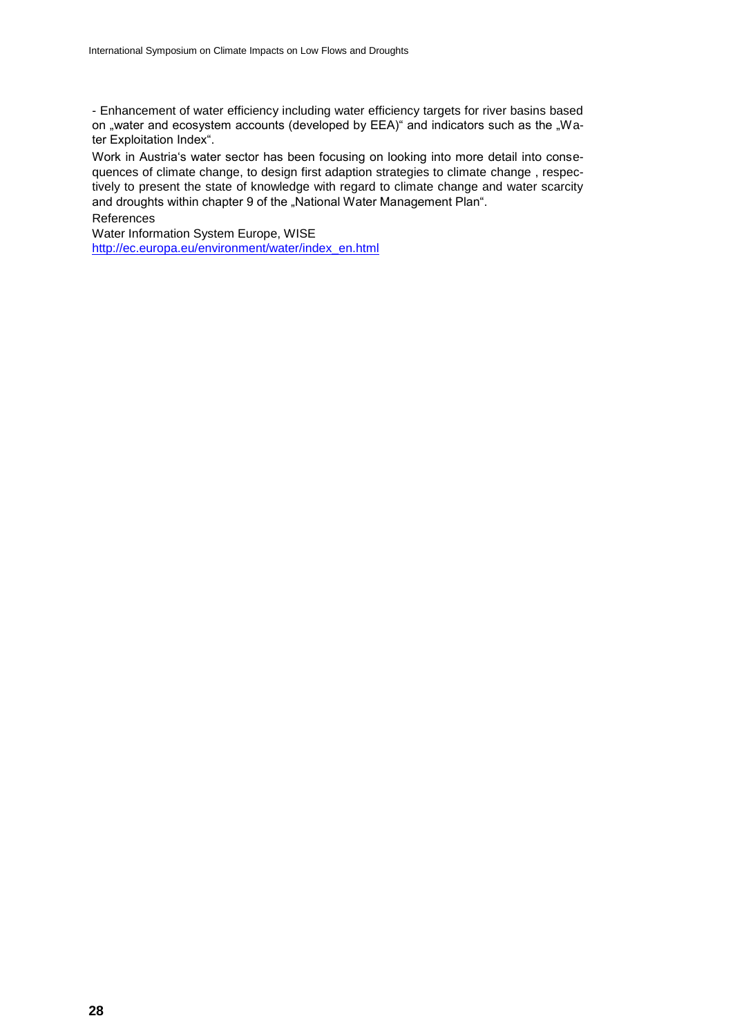- Enhancement of water efficiency including water efficiency targets for river basins based on „water and ecosystem accounts (developed by EEA)" and indicators such as the „Water Exploitation Index".

Work in Austria's water sector has been focusing on looking into more detail into consequences of climate change, to design first adaption strategies to climate change , respectively to present the state of knowledge with regard to climate change and water scarcity and droughts within chapter 9 of the „National Water Management Plan".

References

Water Information System Europe, WISE
http://ec.europa.eu/environment/water/index_en.html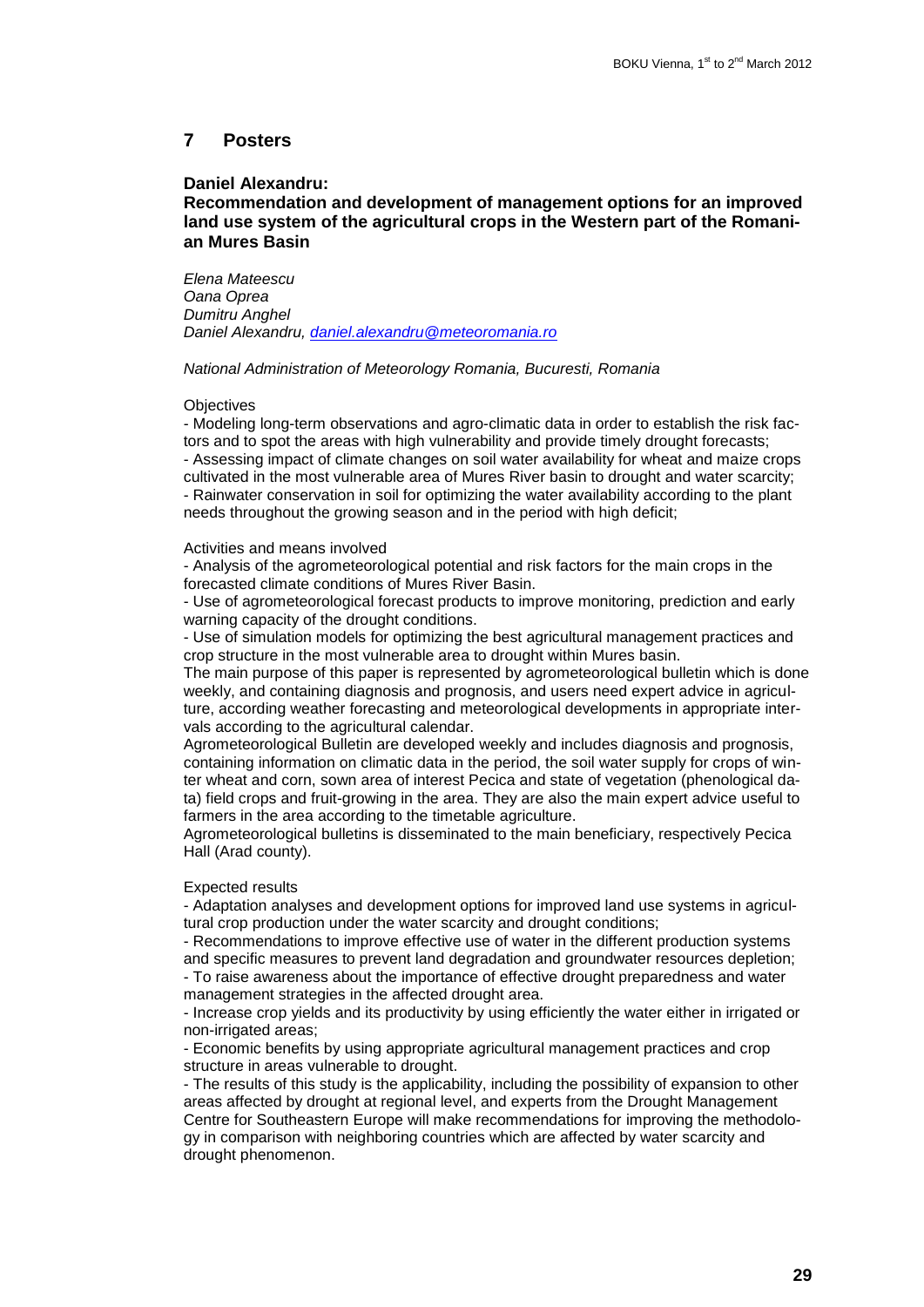## 7 Posters

### Daniel Alexandru: Recommendation and development of management options for an improved land use system of the agricultural crops in the Western part of the Romanian Mures Basin

*Elena Mateescu*
*Oana Oprea*
*Dumitru Anghel*
*Daniel Alexandru, daniel.alexandru@meteoromania.ro*

*National Administration of Meteorology Romania, Bucuresti, Romania*

Objectives

- Modeling long-term observations and agro-climatic data in order to establish the risk factors and to spot the areas with high vulnerability and provide timely drought forecasts;
- Assessing impact of climate changes on soil water availability for wheat and maize crops cultivated in the most vulnerable area of Mures River basin to drought and water scarcity;
- Rainwater conservation in soil for optimizing the water availability according to the plant needs throughout the growing season and in the period with high deficit;

Activities and means involved

- Analysis of the agrometeorological potential and risk factors for the main crops in the forecasted climate conditions of Mures River Basin.
- Use of agrometeorological forecast products to improve monitoring, prediction and early warning capacity of the drought conditions.
- Use of simulation models for optimizing the best agricultural management practices and crop structure in the most vulnerable area to drought within Mures basin.

The main purpose of this paper is represented by agrometeorological bulletin which is done weekly, and containing diagnosis and prognosis, and users need expert advice in agriculture, according weather forecasting and meteorological developments in appropriate intervals according to the agricultural calendar.

Agrometeorological Bulletin are developed weekly and includes diagnosis and prognosis, containing information on climatic data in the period, the soil water supply for crops of winter wheat and corn, sown area of interest Pecica and state of vegetation (phenological data) field crops and fruit-growing in the area. They are also the main expert advice useful to farmers in the area according to the timetable agriculture.

Agrometeorological bulletins is disseminated to the main beneficiary, respectively Pecica Hall (Arad county).

Expected results

- Adaptation analyses and development options for improved land use systems in agricultural crop production under the water scarcity and drought conditions;
- Recommendations to improve effective use of water in the different production systems and specific measures to prevent land degradation and groundwater resources depletion;
- To raise awareness about the importance of effective drought preparedness and water management strategies in the affected drought area.
- Increase crop yields and its productivity by using efficiently the water either in irrigated or non-irrigated areas;
- Economic benefits by using appropriate agricultural management practices and crop structure in areas vulnerable to drought.
- The results of this study is the applicability, including the possibility of expansion to other areas affected by drought at regional level, and experts from the Drought Management Centre for Southeastern Europe will make recommendations for improving the methodology in comparison with neighboring countries which are affected by water scarcity and drought phenomenon.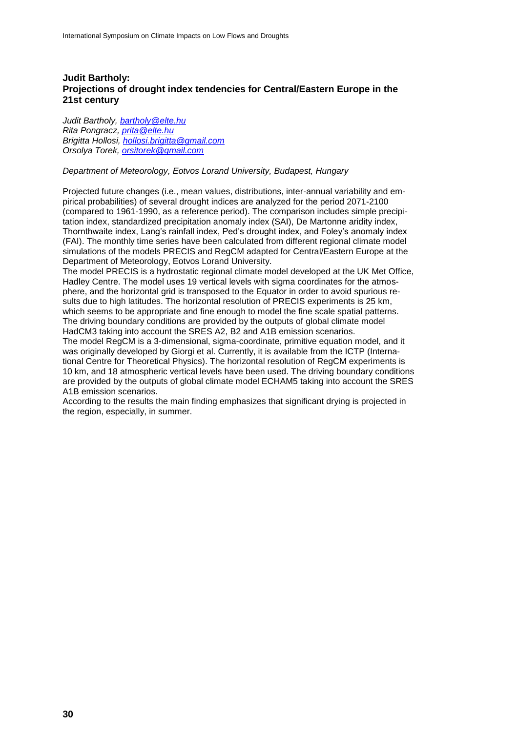### Judit Bartholy:
### Projections of drought index tendencies for Central/Eastern Europe in the 21st century

*Judit Bartholy, bartholy@elte.hu*
*Rita Pongracz, prita@elte.hu*
*Brigitta Hollosi, hollosi.brigitta@gmail.com*
*Orsolya Torek, orsitorek@gmail.com*

*Department of Meteorology, Eotvos Lorand University, Budapest, Hungary*

Projected future changes (i.e., mean values, distributions, inter-annual variability and empirical probabilities) of several drought indices are analyzed for the period 2071-2100 (compared to 1961-1990, as a reference period). The comparison includes simple precipitation index, standardized precipitation anomaly index (SAI), De Martonne aridity index, Thornthwaite index, Lang's rainfall index, Ped's drought index, and Foley's anomaly index (FAI). The monthly time series have been calculated from different regional climate model simulations of the models PRECIS and RegCM adapted for Central/Eastern Europe at the Department of Meteorology, Eotvos Lorand University.

The model PRECIS is a hydrostatic regional climate model developed at the UK Met Office, Hadley Centre. The model uses 19 vertical levels with sigma coordinates for the atmosphere, and the horizontal grid is transposed to the Equator in order to avoid spurious results due to high latitudes. The horizontal resolution of PRECIS experiments is 25 km, which seems to be appropriate and fine enough to model the fine scale spatial patterns. The driving boundary conditions are provided by the outputs of global climate model HadCM3 taking into account the SRES A2, B2 and A1B emission scenarios.

The model RegCM is a 3-dimensional, sigma-coordinate, primitive equation model, and it was originally developed by Giorgi et al. Currently, it is available from the ICTP (International Centre for Theoretical Physics). The horizontal resolution of RegCM experiments is 10 km, and 18 atmospheric vertical levels have been used. The driving boundary conditions are provided by the outputs of global climate model ECHAM5 taking into account the SRES A1B emission scenarios.

According to the results the main finding emphasizes that significant drying is projected in the region, especially, in summer.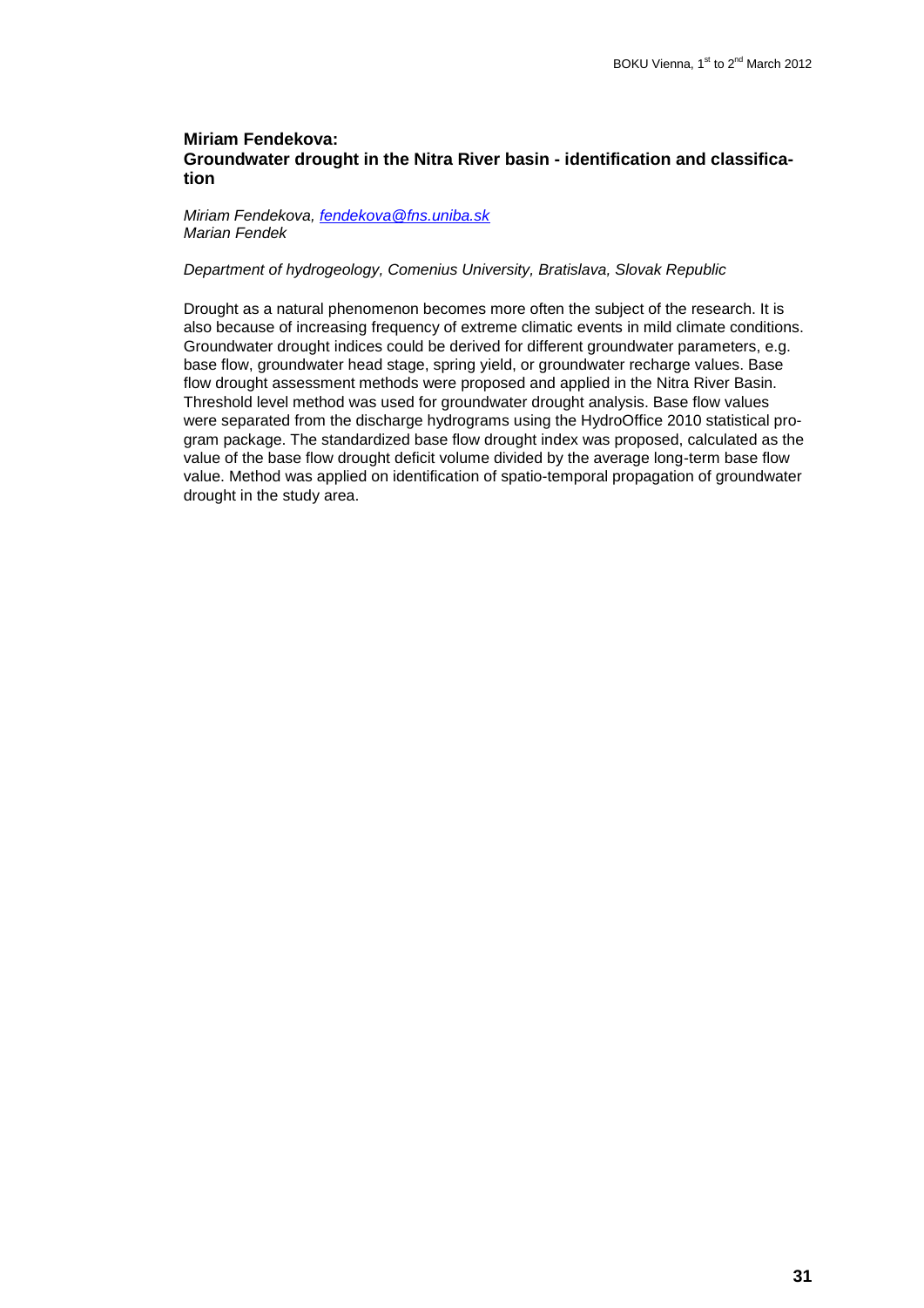### Miriam Fendekova: Groundwater drought in the Nitra River basin - identification and classification

*Miriam Fendekova, [fendekova@fns.uniba.sk](mailto:fendekova@fns.uniba.sk)*
*Marian Fendek*

*Department of hydrogeology, Comenius University, Bratislava, Slovak Republic*

Drought as a natural phenomenon becomes more often the subject of the research. It is also because of increasing frequency of extreme climatic events in mild climate conditions. Groundwater drought indices could be derived for different groundwater parameters, e.g. base flow, groundwater head stage, spring yield, or groundwater recharge values. Base flow drought assessment methods were proposed and applied in the Nitra River Basin. Threshold level method was used for groundwater drought analysis. Base flow values were separated from the discharge hydrograms using the HydroOffice 2010 statistical program package. The standardized base flow drought index was proposed, calculated as the value of the base flow drought deficit volume divided by the average long-term base flow value. Method was applied on identification of spatio-temporal propagation of groundwater drought in the study area.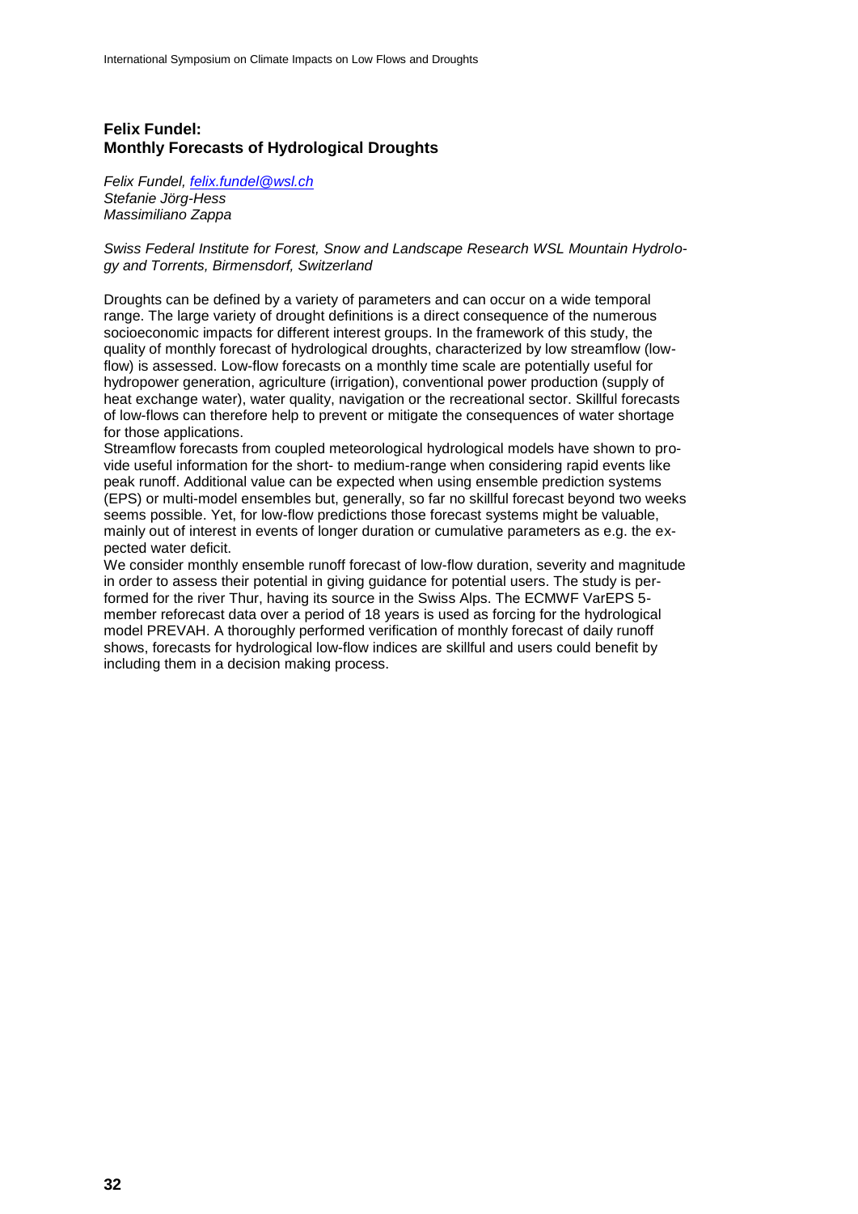### Felix Fundel:
### Monthly Forecasts of Hydrological Droughts

*Felix Fundel, felix.fundel@wsl.ch*
*Stefanie Jörg-Hess*
*Massimiliano Zappa*

*Swiss Federal Institute for Forest, Snow and Landscape Research WSL Mountain Hydrology and Torrents, Birmensdorf, Switzerland*

Droughts can be defined by a variety of parameters and can occur on a wide temporal range. The large variety of drought definitions is a direct consequence of the numerous socioeconomic impacts for different interest groups. In the framework of this study, the quality of monthly forecast of hydrological droughts, characterized by low streamflow (low-flow) is assessed. Low-flow forecasts on a monthly time scale are potentially useful for hydropower generation, agriculture (irrigation), conventional power production (supply of heat exchange water), water quality, navigation or the recreational sector. Skillful forecasts of low-flows can therefore help to prevent or mitigate the consequences of water shortage for those applications.

Streamflow forecasts from coupled meteorological hydrological models have shown to provide useful information for the short- to medium-range when considering rapid events like peak runoff. Additional value can be expected when using ensemble prediction systems (EPS) or multi-model ensembles but, generally, so far no skillful forecast beyond two weeks seems possible. Yet, for low-flow predictions those forecast systems might be valuable, mainly out of interest in events of longer duration or cumulative parameters as e.g. the expected water deficit.

We consider monthly ensemble runoff forecast of low-flow duration, severity and magnitude in order to assess their potential in giving guidance for potential users. The study is performed for the river Thur, having its source in the Swiss Alps. The ECMWF VarEPS 5-member reforecast data over a period of 18 years is used as forcing for the hydrological model PREVAH. A thoroughly performed verification of monthly forecast of daily runoff shows, forecasts for hydrological low-flow indices are skillful and users could benefit by including them in a decision making process.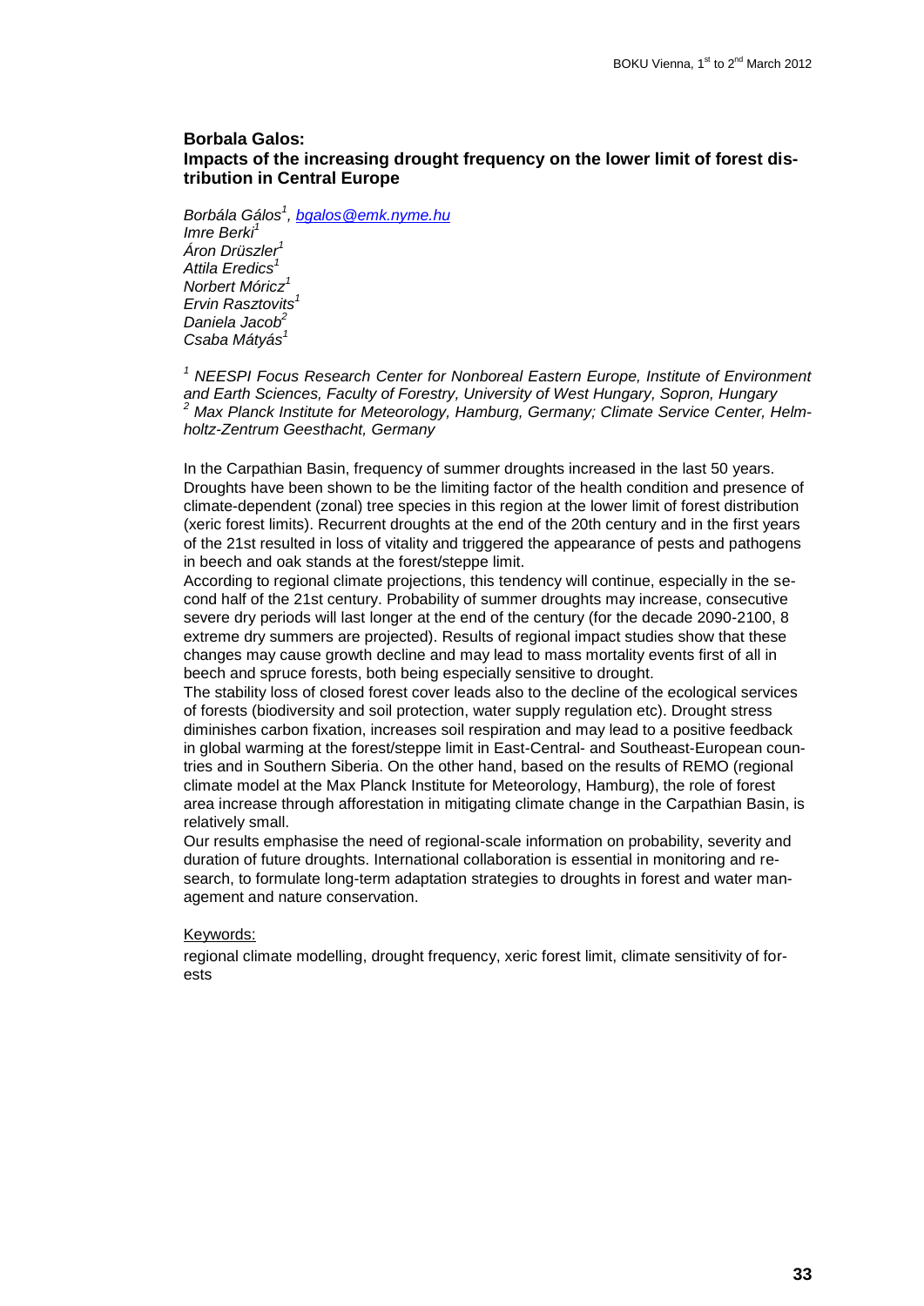**Borbala Galos:**
**Impacts of the increasing drought frequency on the lower limit of forest distribution in Central Europe**

*Borbála Gálos*[1], *bgalos@emk.nyme.hu*
*Imre Berki*[1]
*Áron Drüszler*[1]
*Attila Eredics*[1]
*Norbert Móricz*[1]
*Ervin Rasztovits*[1]
*Daniela Jacob*[2]
*Csaba Mátyás*[1]

[1] *NEESPI Focus Research Center for Nonboreal Eastern Europe, Institute of Environment and Earth Sciences, Faculty of Forestry, University of West Hungary, Sopron, Hungary*
[2] *Max Planck Institute for Meteorology, Hamburg, Germany; Climate Service Center, Helmholtz-Zentrum Geesthacht, Germany*

In the Carpathian Basin, frequency of summer droughts increased in the last 50 years. Droughts have been shown to be the limiting factor of the health condition and presence of climate-dependent (zonal) tree species in this region at the lower limit of forest distribution (xeric forest limits). Recurrent droughts at the end of the 20th century and in the first years of the 21st resulted in loss of vitality and triggered the appearance of pests and pathogens in beech and oak stands at the forest/steppe limit.
According to regional climate projections, this tendency will continue, especially in the second half of the 21st century. Probability of summer droughts may increase, consecutive severe dry periods will last longer at the end of the century (for the decade 2090-2100, 8 extreme dry summers are projected). Results of regional impact studies show that these changes may cause growth decline and may lead to mass mortality events first of all in beech and spruce forests, both being especially sensitive to drought.
The stability loss of closed forest cover leads also to the decline of the ecological services of forests (biodiversity and soil protection, water supply regulation etc). Drought stress diminishes carbon fixation, increases soil respiration and may lead to a positive feedback in global warming at the forest/steppe limit in East-Central- and Southeast-European countries and in Southern Siberia. On the other hand, based on the results of REMO (regional climate model at the Max Planck Institute for Meteorology, Hamburg), the role of forest area increase through afforestation in mitigating climate change in the Carpathian Basin, is relatively small.
Our results emphasise the need of regional-scale information on probability, severity and duration of future droughts. International collaboration is essential in monitoring and research, to formulate long-term adaptation strategies to droughts in forest and water management and nature conservation.

Keywords:

regional climate modelling, drought frequency, xeric forest limit, climate sensitivity of forests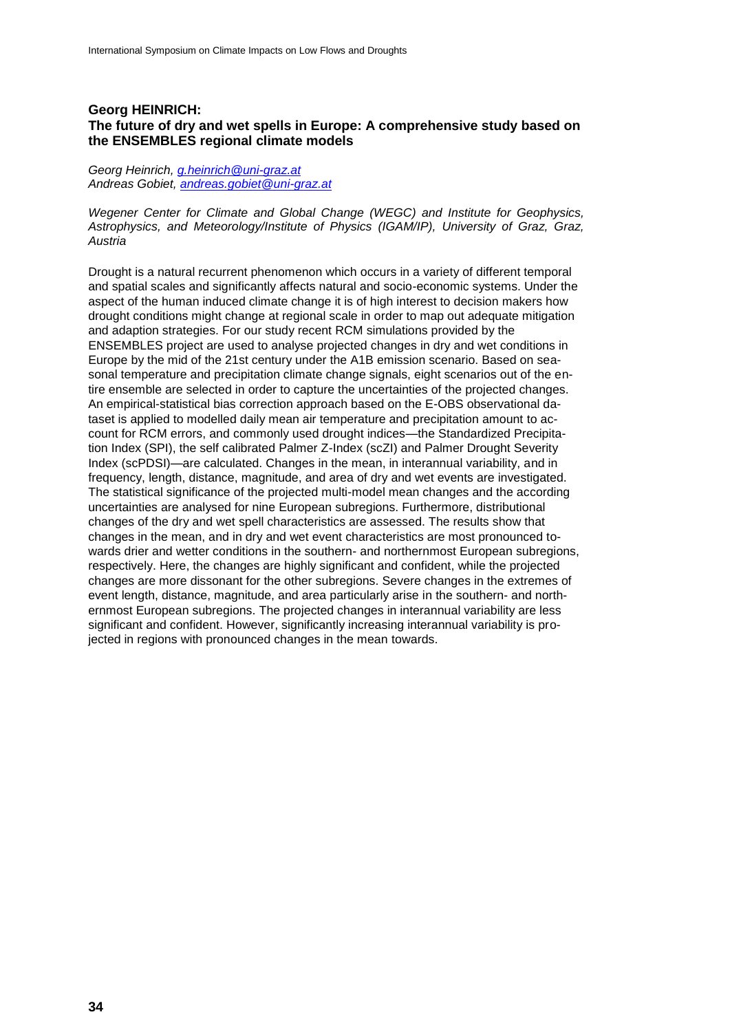## Georg HEINRICH:
## The future of dry and wet spells in Europe: A comprehensive study based on the ENSEMBLES regional climate models

*Georg Heinrich, g.heinrich@uni-graz.at*
*Andreas Gobiet, andreas.gobiet@uni-graz.at*

*Wegener Center for Climate and Global Change (WEGC) and Institute for Geophysics, Astrophysics, and Meteorology/Institute of Physics (IGAM/IP), University of Graz, Graz, Austria*

Drought is a natural recurrent phenomenon which occurs in a variety of different temporal and spatial scales and significantly affects natural and socio-economic systems. Under the aspect of the human induced climate change it is of high interest to decision makers how drought conditions might change at regional scale in order to map out adequate mitigation and adaption strategies. For our study recent RCM simulations provided by the ENSEMBLES project are used to analyse projected changes in dry and wet conditions in Europe by the mid of the 21st century under the A1B emission scenario. Based on seasonal temperature and precipitation climate change signals, eight scenarios out of the entire ensemble are selected in order to capture the uncertainties of the projected changes. An empirical-statistical bias correction approach based on the E-OBS observational dataset is applied to modelled daily mean air temperature and precipitation amount to account for RCM errors, and commonly used drought indices—the Standardized Precipitation Index (SPI), the self calibrated Palmer Z-Index (scZI) and Palmer Drought Severity Index (scPDSI)—are calculated. Changes in the mean, in interannual variability, and in frequency, length, distance, magnitude, and area of dry and wet events are investigated. The statistical significance of the projected multi-model mean changes and the according uncertainties are analysed for nine European subregions. Furthermore, distributional changes of the dry and wet spell characteristics are assessed. The results show that changes in the mean, and in dry and wet event characteristics are most pronounced towards drier and wetter conditions in the southern- and northernmost European subregions, respectively. Here, the changes are highly significant and confident, while the projected changes are more dissonant for the other subregions. Severe changes in the extremes of event length, distance, magnitude, and area particularly arise in the southern- and northernmost European subregions. The projected changes in interannual variability are less significant and confident. However, significantly increasing interannual variability is projected in regions with pronounced changes in the mean towards.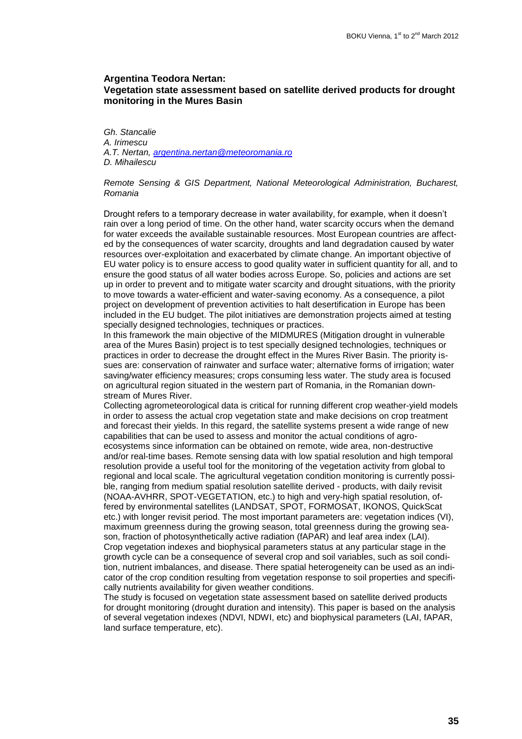## Argentina Teodora Nertan:
## Vegetation state assessment based on satellite derived products for drought monitoring in the Mures Basin

*Gh. Stancalie*
*A. Irimescu*
*A.T. Nertan, argentina.nertan@meteoromania.ro*
*D. Mihailescu*

*Remote Sensing & GIS Department, National Meteorological Administration, Bucharest, Romania*

Drought refers to a temporary decrease in water availability, for example, when it doesn't rain over a long period of time. On the other hand, water scarcity occurs when the demand for water exceeds the available sustainable resources. Most European countries are affected by the consequences of water scarcity, droughts and land degradation caused by water resources over-exploitation and exacerbated by climate change. An important objective of EU water policy is to ensure access to good quality water in sufficient quantity for all, and to ensure the good status of all water bodies across Europe. So, policies and actions are set up in order to prevent and to mitigate water scarcity and drought situations, with the priority to move towards a water-efficient and water-saving economy. As a consequence, a pilot project on development of prevention activities to halt desertification in Europe has been included in the EU budget. The pilot initiatives are demonstration projects aimed at testing specially designed technologies, techniques or practices.

In this framework the main objective of the MIDMURES (Mitigation drought in vulnerable area of the Mures Basin) project is to test specially designed technologies, techniques or practices in order to decrease the drought effect in the Mures River Basin. The priority issues are: conservation of rainwater and surface water; alternative forms of irrigation; water saving/water efficiency measures; crops consuming less water. The study area is focused on agricultural region situated in the western part of Romania, in the Romanian downstream of Mures River.

Collecting agrometeorological data is critical for running different crop weather-yield models in order to assess the actual crop vegetation state and make decisions on crop treatment and forecast their yields. In this regard, the satellite systems present a wide range of new capabilities that can be used to assess and monitor the actual conditions of agro-ecosystems since information can be obtained on remote, wide area, non-destructive and/or real-time bases. Remote sensing data with low spatial resolution and high temporal resolution provide a useful tool for the monitoring of the vegetation activity from global to regional and local scale. The agricultural vegetation condition monitoring is currently possible, ranging from medium spatial resolution satellite derived - products, with daily revisit (NOAA-AVHRR, SPOT-VEGETATION, etc.) to high and very-high spatial resolution, offered by environmental satellites (LANDSAT, SPOT, FORMOSAT, IKONOS, QuickScat etc.) with longer revisit period. The most important parameters are: vegetation indices (VI), maximum greenness during the growing season, total greenness during the growing season, fraction of photosynthetically active radiation (fAPAR) and leaf area index (LAI).

Crop vegetation indexes and biophysical parameters status at any particular stage in the growth cycle can be a consequence of several crop and soil variables, such as soil condition, nutrient imbalances, and disease. There spatial heterogeneity can be used as an indicator of the crop condition resulting from vegetation response to soil properties and specifically nutrients availability for given weather conditions.

The study is focused on vegetation state assessment based on satellite derived products for drought monitoring (drought duration and intensity). This paper is based on the analysis of several vegetation indexes (NDVI, NDWI, etc) and biophysical parameters (LAI, fAPAR, land surface temperature, etc).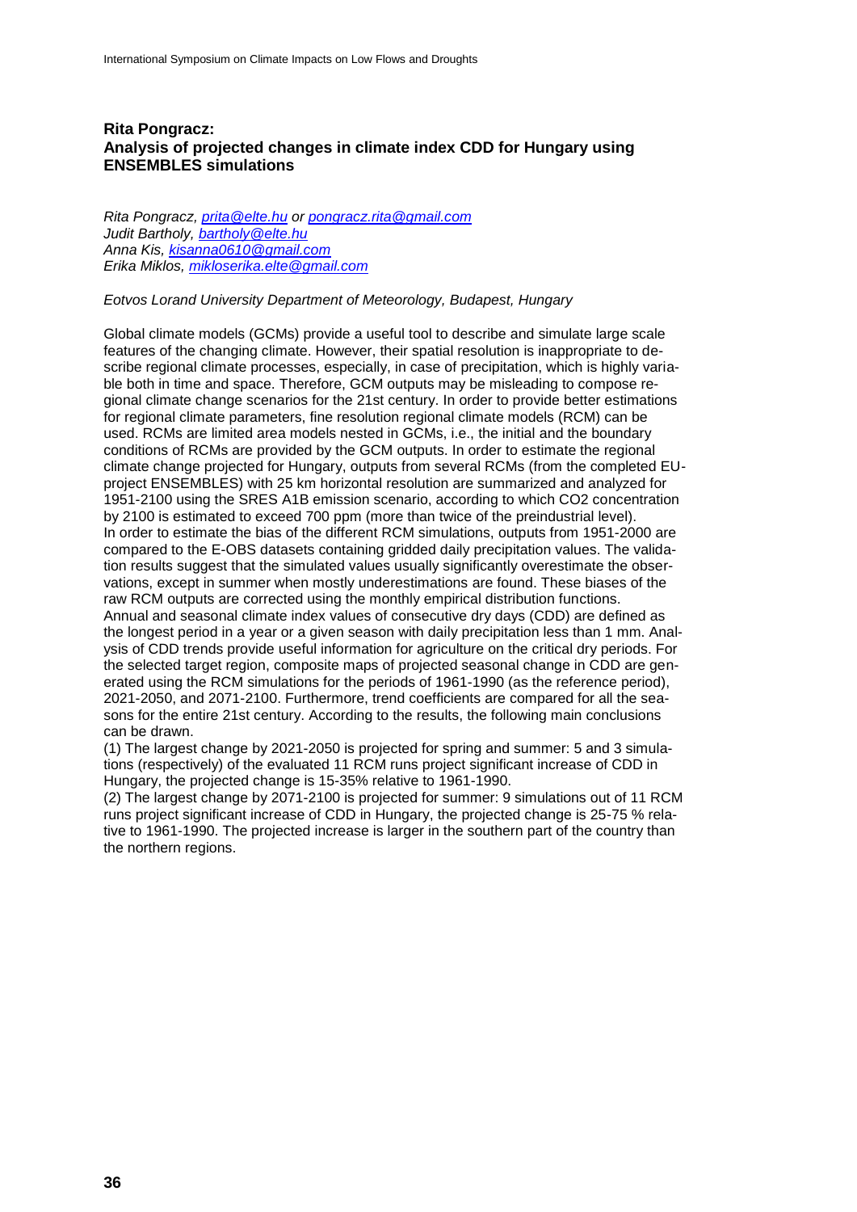## Rita Pongracz:
## Analysis of projected changes in climate index CDD for Hungary using ENSEMBLES simulations

*Rita Pongracz, prita@elte.hu or pongracz.rita@gmail.com*
*Judit Bartholy, bartholy@elte.hu*
*Anna Kis, kisanna0610@gmail.com*
*Erika Miklos, mikloserika.elte@gmail.com*

*Eotvos Lorand University Department of Meteorology, Budapest, Hungary*

Global climate models (GCMs) provide a useful tool to describe and simulate large scale features of the changing climate. However, their spatial resolution is inappropriate to describe regional climate processes, especially, in case of precipitation, which is highly variable both in time and space. Therefore, GCM outputs may be misleading to compose regional climate change scenarios for the 21st century. In order to provide better estimations for regional climate parameters, fine resolution regional climate models (RCM) can be used. RCMs are limited area models nested in GCMs, i.e., the initial and the boundary conditions of RCMs are provided by the GCM outputs. In order to estimate the regional climate change projected for Hungary, outputs from several RCMs (from the completed EU-project ENSEMBLES) with 25 km horizontal resolution are summarized and analyzed for 1951-2100 using the SRES A1B emission scenario, according to which $CO_2$ concentration by 2100 is estimated to exceed 700 ppm (more than twice of the preindustrial level). In order to estimate the bias of the different RCM simulations, outputs from 1951-2000 are compared to the E-OBS datasets containing gridded daily precipitation values. The validation results suggest that the simulated values usually significantly overestimate the observations, except in summer when mostly underestimations are found. These biases of the raw RCM outputs are corrected using the monthly empirical distribution functions. Annual and seasonal climate index values of consecutive dry days (CDD) are defined as the longest period in a year or a given season with daily precipitation less than 1 mm. Analysis of CDD trends provide useful information for agriculture on the critical dry periods. For the selected target region, composite maps of projected seasonal change in CDD are generated using the RCM simulations for the periods of 1961-1990 (as the reference period), 2021-2050, and 2071-2100. Furthermore, trend coefficients are compared for all the seasons for the entire 21st century. According to the results, the following main conclusions can be drawn.

(1) The largest change by 2021-2050 is projected for spring and summer: 5 and 3 simulations (respectively) of the evaluated 11 RCM runs project significant increase of CDD in Hungary, the projected change is 15-35% relative to 1961-1990.

(2) The largest change by 2071-2100 is projected for summer: 9 simulations out of 11 RCM runs project significant increase of CDD in Hungary, the projected change is 25-75 % relative to 1961-1990. The projected increase is larger in the southern part of the country than the northern regions.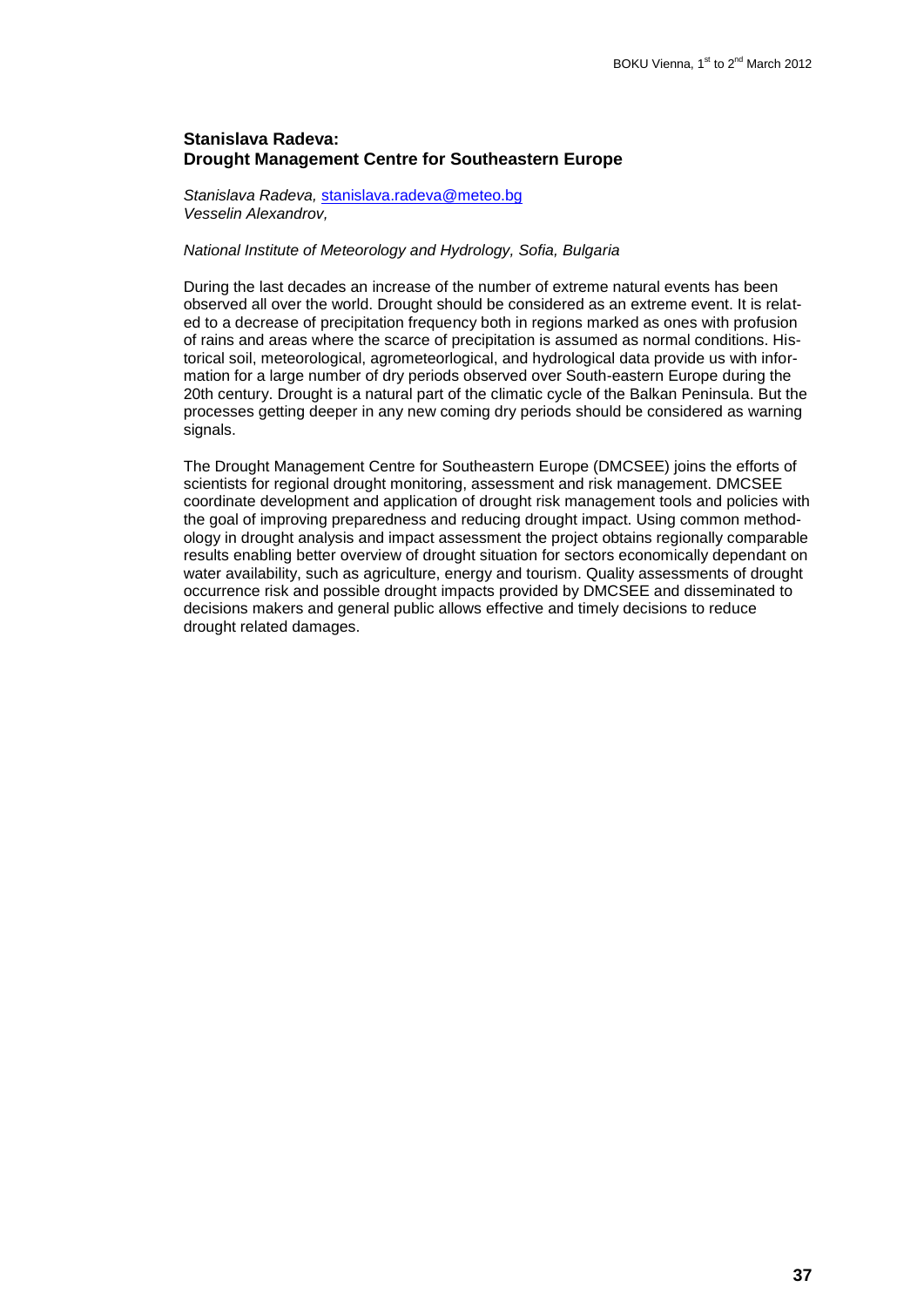## Stanislava Radeva:
## Drought Management Centre for Southeastern Europe

*Stanislava Radeva,* stanislava.radeva@meteo.bg
*Vesselin Alexandrov,*

*National Institute of Meteorology and Hydrology, Sofia, Bulgaria*

During the last decades an increase of the number of extreme natural events has been observed all over the world. Drought should be considered as an extreme event. It is related to a decrease of precipitation frequency both in regions marked as ones with profusion of rains and areas where the scarce of precipitation is assumed as normal conditions. Historical soil, meteorological, agrometeorlogical, and hydrological data provide us with information for a large number of dry periods observed over South-eastern Europe during the 20th century. Drought is a natural part of the climatic cycle of the Balkan Peninsula. But the processes getting deeper in any new coming dry periods should be considered as warning signals.

The Drought Management Centre for Southeastern Europe (DMCSEE) joins the efforts of scientists for regional drought monitoring, assessment and risk management. DMCSEE coordinate development and application of drought risk management tools and policies with the goal of improving preparedness and reducing drought impact. Using common methodology in drought analysis and impact assessment the project obtains regionally comparable results enabling better overview of drought situation for sectors economically dependant on water availability, such as agriculture, energy and tourism. Quality assessments of drought occurrence risk and possible drought impacts provided by DMCSEE and disseminated to decisions makers and general public allows effective and timely decisions to reduce drought related damages.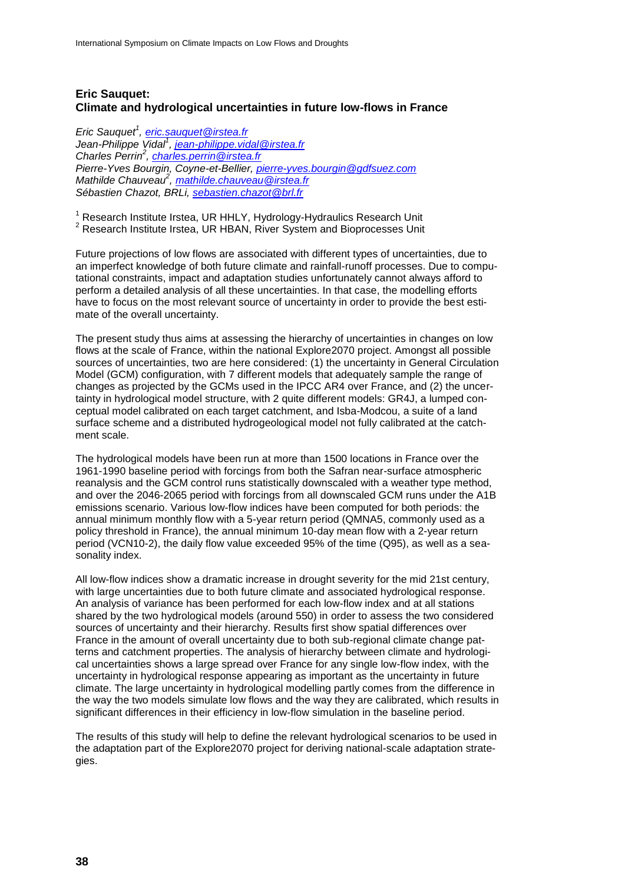## Eric Sauquet:
## Climate and hydrological uncertainties in future low-flows in France

*Eric Sauquet[1], eric.sauquet@irstea.fr*
*Jean-Philippe Vidal[1], jean-philippe.vidal@irstea.fr*
*Charles Perrin[2], charles.perrin@irstea.fr*
*Pierre-Yves Bourgin, Coyne-et-Bellier, pierre-yves.bourgin@gdfsuez.com*
*Mathilde Chauveau[2], mathilde.chauveau@irstea.fr*
*Sébastien Chazot, BRLi, sebastien.chazot@brl.fr*

[1] Research Institute Irstea, UR HHLY, Hydrology-Hydraulics Research Unit
[2] Research Institute Irstea, UR HBAN, River System and Bioprocesses Unit

Future projections of low flows are associated with different types of uncertainties, due to an imperfect knowledge of both future climate and rainfall-runoff processes. Due to computational constraints, impact and adaptation studies unfortunately cannot always afford to perform a detailed analysis of all these uncertainties. In that case, the modelling efforts have to focus on the most relevant source of uncertainty in order to provide the best estimate of the overall uncertainty.

The present study thus aims at assessing the hierarchy of uncertainties in changes on low flows at the scale of France, within the national Explore2070 project. Amongst all possible sources of uncertainties, two are here considered: (1) the uncertainty in General Circulation Model (GCM) configuration, with 7 different models that adequately sample the range of changes as projected by the GCMs used in the IPCC AR4 over France, and (2) the uncertainty in hydrological model structure, with 2 quite different models: GR4J, a lumped conceptual model calibrated on each target catchment, and Isba-Modcou, a suite of a land surface scheme and a distributed hydrogeological model not fully calibrated at the catchment scale.

The hydrological models have been run at more than 1500 locations in France over the 1961-1990 baseline period with forcings from both the Safran near-surface atmospheric reanalysis and the GCM control runs statistically downscaled with a weather type method, and over the 2046-2065 period with forcings from all downscaled GCM runs under the A1B emissions scenario. Various low-flow indices have been computed for both periods: the annual minimum monthly flow with a 5-year return period (QMNA5, commonly used as a policy threshold in France), the annual minimum 10-day mean flow with a 2-year return period (VCN10-2), the daily flow value exceeded 95% of the time (Q95), as well as a seasonality index.

All low-flow indices show a dramatic increase in drought severity for the mid 21st century, with large uncertainties due to both future climate and associated hydrological response. An analysis of variance has been performed for each low-flow index and at all stations shared by the two hydrological models (around 550) in order to assess the two considered sources of uncertainty and their hierarchy. Results first show spatial differences over France in the amount of overall uncertainty due to both sub-regional climate change patterns and catchment properties. The analysis of hierarchy between climate and hydrological uncertainties shows a large spread over France for any single low-flow index, with the uncertainty in hydrological response appearing as important as the uncertainty in future climate. The large uncertainty in hydrological modelling partly comes from the difference in the way the two models simulate low flows and the way they are calibrated, which results in significant differences in their efficiency in low-flow simulation in the baseline period.

The results of this study will help to define the relevant hydrological scenarios to be used in the adaptation part of the Explore2070 project for deriving national-scale adaptation strategies.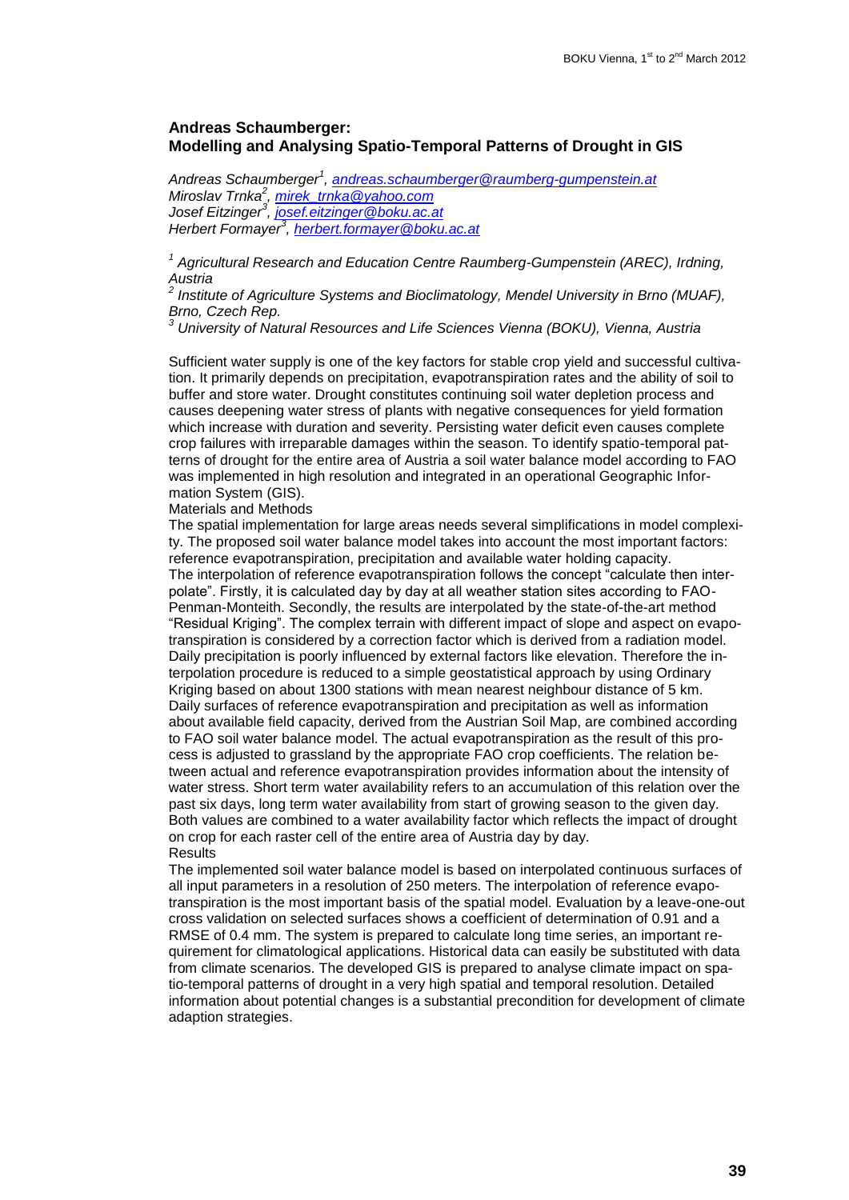## Andreas Schaumberger: Modelling and Analysing Spatio-Temporal Patterns of Drought in GIS

*Andreas Schaumberger*[1], *andreas.schaumberger@raumberg-gumpenstein.at*
*Miroslav Trnka*[2], *mirek_trnka@yahoo.com*
*Josef Eitzinger*[3], *josef.eitzinger@boku.ac.at*
*Herbert Formayer*[3], *herbert.formayer@boku.ac.at*

[1] *Agricultural Research and Education Centre Raumberg-Gumpenstein (AREC), Irdning, Austria*
[2] *Institute of Agriculture Systems and Bioclimatology, Mendel University in Brno (MUAF), Brno, Czech Rep.*
[3] *University of Natural Resources and Life Sciences Vienna (BOKU), Vienna, Austria*

Sufficient water supply is one of the key factors for stable crop yield and successful cultivation. It primarily depends on precipitation, evapotranspiration rates and the ability of soil to buffer and store water. Drought constitutes continuing soil water depletion process and causes deepening water stress of plants with negative consequences for yield formation which increase with duration and severity. Persisting water deficit even causes complete crop failures with irreparable damages within the season. To identify spatio-temporal patterns of drought for the entire area of Austria a soil water balance model according to FAO was implemented in high resolution and integrated in an operational Geographic Information System (GIS).

Materials and Methods

The spatial implementation for large areas needs several simplifications in model complexity. The proposed soil water balance model takes into account the most important factors: reference evapotranspiration, precipitation and available water holding capacity.

The interpolation of reference evapotranspiration follows the concept "calculate then interpolate". Firstly, it is calculated day by day at all weather station sites according to FAO-Penman-Monteith. Secondly, the results are interpolated by the state-of-the-art method "Residual Kriging". The complex terrain with different impact of slope and aspect on evapotranspiration is considered by a correction factor which is derived from a radiation model. Daily precipitation is poorly influenced by external factors like elevation. Therefore the interpolation procedure is reduced to a simple geostatistical approach by using Ordinary Kriging based on about 1300 stations with mean nearest neighbour distance of 5 km.

Daily surfaces of reference evapotranspiration and precipitation as well as information about available field capacity, derived from the Austrian Soil Map, are combined according to FAO soil water balance model. The actual evapotranspiration as the result of this process is adjusted to grassland by the appropriate FAO crop coefficients. The relation between actual and reference evapotranspiration provides information about the intensity of water stress. Short term water availability refers to an accumulation of this relation over the past six days, long term water availability from start of growing season to the given day. Both values are combined to a water availability factor which reflects the impact of drought on crop for each raster cell of the entire area of Austria day by day.

Results

The implemented soil water balance model is based on interpolated continuous surfaces of all input parameters in a resolution of 250 meters. The interpolation of reference evapotranspiration is the most important basis of the spatial model. Evaluation by a leave-one-out cross validation on selected surfaces shows a coefficient of determination of 0.91 and a RMSE of 0.4 mm. The system is prepared to calculate long time series, an important requirement for climatological applications. Historical data can easily be substituted with data from climate scenarios. The developed GIS is prepared to analyse climate impact on spatio-temporal patterns of drought in a very high spatial and temporal resolution. Detailed information about potential changes is a substantial precondition for development of climate adaption strategies.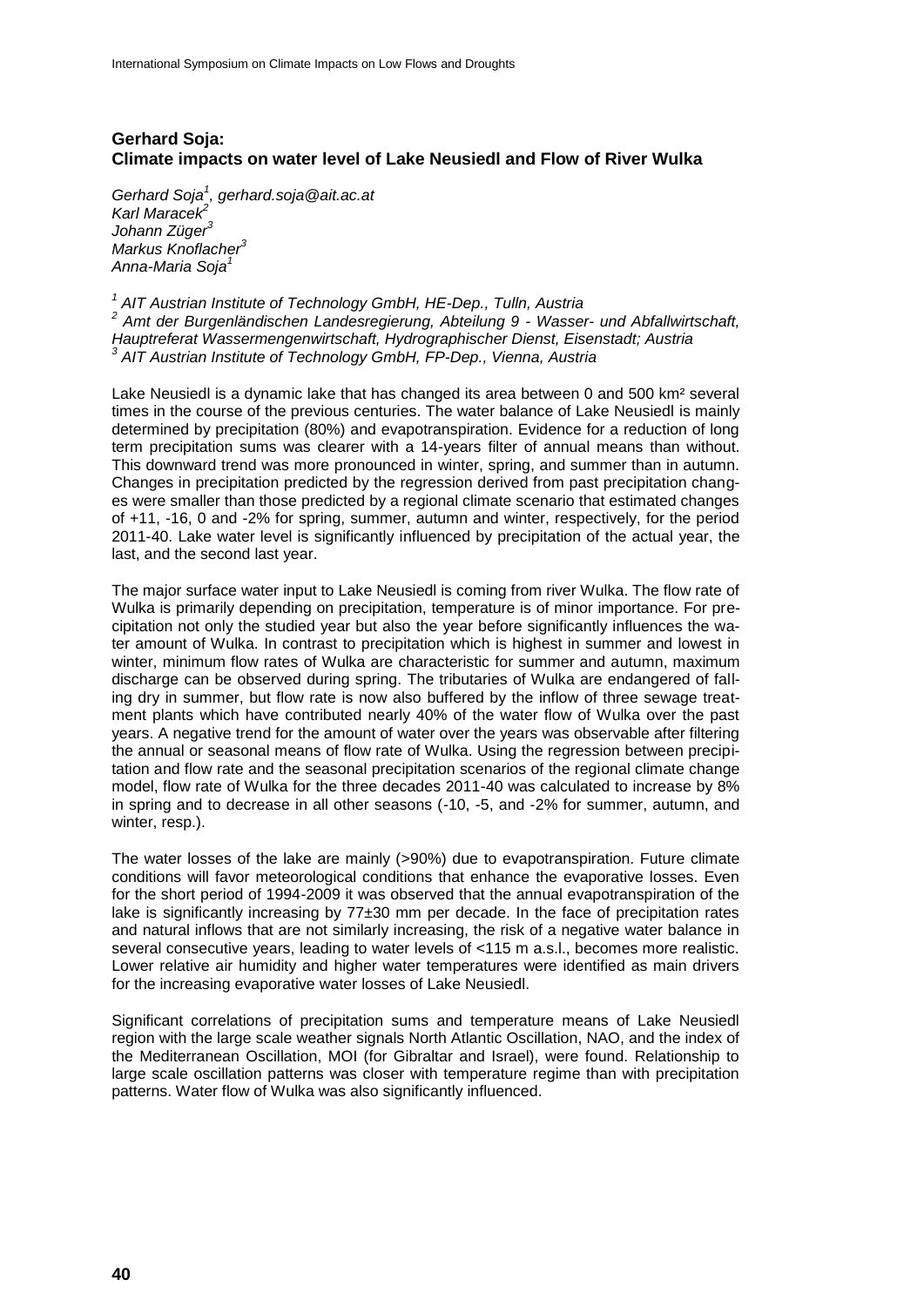## Gerhard Soja: Climate impacts on water level of Lake Neusiedl and Flow of River Wulka

*Gerhard Soja[1], gerhard.soja@ait.ac.at*
*Karl Maracek[2]*
*Johann Züger[3]*
*Markus Knoflacher[3]*
*Anna-Maria Soja[1]*

*[1] AIT Austrian Institute of Technology GmbH, HE-Dep., Tulln, Austria*
*[2] Amt der Burgenländischen Landesregierung, Abteilung 9 - Wasser- und Abfallwirtschaft, Hauptreferat Wassermengenwirtschaft, Hydrographischer Dienst, Eisenstadt; Austria*
*[3] AIT Austrian Institute of Technology GmbH, FP-Dep., Vienna, Austria*

Lake Neusiedl is a dynamic lake that has changed its area between 0 and 500 km² several times in the course of the previous centuries. The water balance of Lake Neusiedl is mainly determined by precipitation (80%) and evapotranspiration. Evidence for a reduction of long term precipitation sums was clearer with a 14-years filter of annual means than without. This downward trend was more pronounced in winter, spring, and summer than in autumn. Changes in precipitation predicted by the regression derived from past precipitation changes were smaller than those predicted by a regional climate scenario that estimated changes of +11, -16, 0 and -2% for spring, summer, autumn and winter, respectively, for the period 2011-40. Lake water level is significantly influenced by precipitation of the actual year, the last, and the second last year.

The major surface water input to Lake Neusiedl is coming from river Wulka. The flow rate of Wulka is primarily depending on precipitation, temperature is of minor importance. For precipitation not only the studied year but also the year before significantly influences the water amount of Wulka. In contrast to precipitation which is highest in summer and lowest in winter, minimum flow rates of Wulka are characteristic for summer and autumn, maximum discharge can be observed during spring. The tributaries of Wulka are endangered of falling dry in summer, but flow rate is now also buffered by the inflow of three sewage treatment plants which have contributed nearly 40% of the water flow of Wulka over the past years. A negative trend for the amount of water over the years was observable after filtering the annual or seasonal means of flow rate of Wulka. Using the regression between precipitation and flow rate and the seasonal precipitation scenarios of the regional climate change model, flow rate of Wulka for the three decades 2011-40 was calculated to increase by 8% in spring and to decrease in all other seasons (-10, -5, and -2% for summer, autumn, and winter, resp.).

The water losses of the lake are mainly (>90%) due to evapotranspiration. Future climate conditions will favor meteorological conditions that enhance the evaporative losses. Even for the short period of 1994-2009 it was observed that the annual evapotranspiration of the lake is significantly increasing by 77±30 mm per decade. In the face of precipitation rates and natural inflows that are not similarly increasing, the risk of a negative water balance in several consecutive years, leading to water levels of <115 m a.s.l., becomes more realistic. Lower relative air humidity and higher water temperatures were identified as main drivers for the increasing evaporative water losses of Lake Neusiedl.

Significant correlations of precipitation sums and temperature means of Lake Neusiedl region with the large scale weather signals North Atlantic Oscillation, NAO, and the index of the Mediterranean Oscillation, MOI (for Gibraltar and Israel), were found. Relationship to large scale oscillation patterns was closer with temperature regime than with precipitation patterns. Water flow of Wulka was also significantly influenced.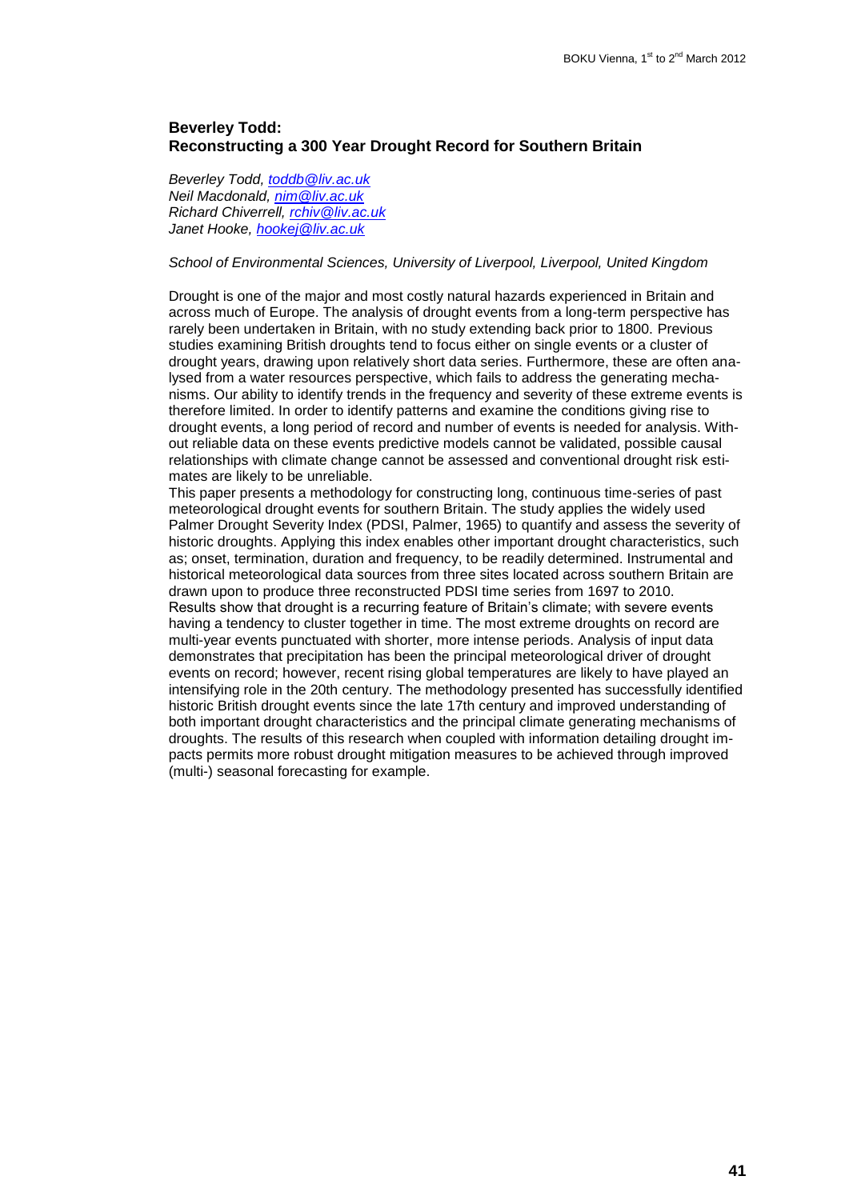### Beverley Todd: Reconstructing a 300 Year Drought Record for Southern Britain

*Beverley Todd, toddb@liv.ac.uk*
*Neil Macdonald, nim@liv.ac.uk*
*Richard Chiverrell, rchiv@liv.ac.uk*
*Janet Hooke, hookej@liv.ac.uk*

*School of Environmental Sciences, University of Liverpool, Liverpool, United Kingdom*

Drought is one of the major and most costly natural hazards experienced in Britain and across much of Europe. The analysis of drought events from a long-term perspective has rarely been undertaken in Britain, with no study extending back prior to 1800. Previous studies examining British droughts tend to focus either on single events or a cluster of drought years, drawing upon relatively short data series. Furthermore, these are often analysed from a water resources perspective, which fails to address the generating mechanisms. Our ability to identify trends in the frequency and severity of these extreme events is therefore limited. In order to identify patterns and examine the conditions giving rise to drought events, a long period of record and number of events is needed for analysis. Without reliable data on these events predictive models cannot be validated, possible causal relationships with climate change cannot be assessed and conventional drought risk estimates are likely to be unreliable.

This paper presents a methodology for constructing long, continuous time-series of past meteorological drought events for southern Britain. The study applies the widely used Palmer Drought Severity Index (PDSI, Palmer, 1965) to quantify and assess the severity of historic droughts. Applying this index enables other important drought characteristics, such as; onset, termination, duration and frequency, to be readily determined. Instrumental and historical meteorological data sources from three sites located across southern Britain are drawn upon to produce three reconstructed PDSI time series from 1697 to 2010.

Results show that drought is a recurring feature of Britain's climate; with severe events having a tendency to cluster together in time. The most extreme droughts on record are multi-year events punctuated with shorter, more intense periods. Analysis of input data demonstrates that precipitation has been the principal meteorological driver of drought events on record; however, recent rising global temperatures are likely to have played an intensifying role in the 20th century. The methodology presented has successfully identified historic British drought events since the late 17th century and improved understanding of both important drought characteristics and the principal climate generating mechanisms of droughts. The results of this research when coupled with information detailing drought impacts permits more robust drought mitigation measures to be achieved through improved (multi-) seasonal forecasting for example.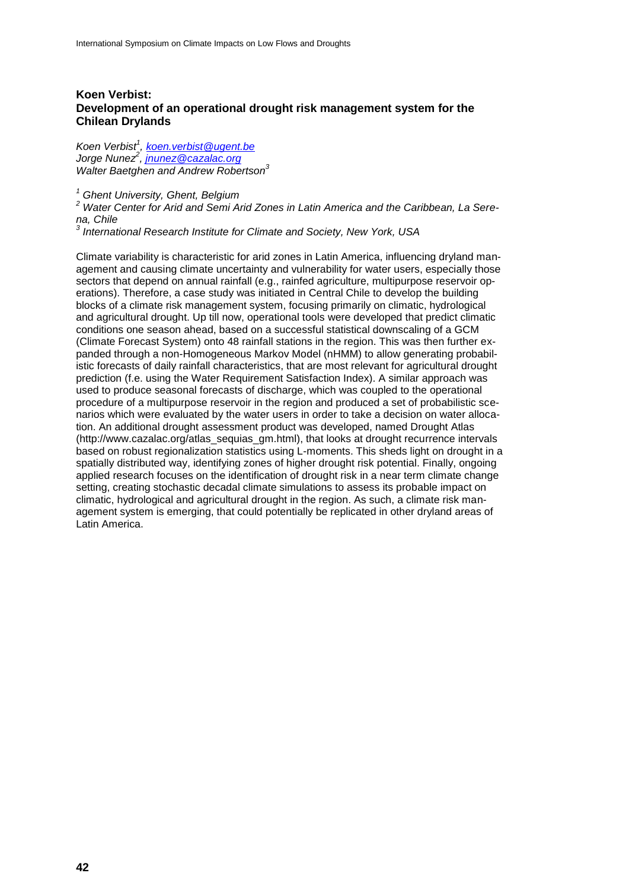### Koen Verbist: Development of an operational drought risk management system for the Chilean Drylands

*Koen Verbist[1], koen.verbist@ugent.be*
*Jorge Nunez[2], jnunez@cazalac.org*
*Walter Baetghen and Andrew Robertson[3]*

*[1] Ghent University, Ghent, Belgium*
*[2] Water Center for Arid and Semi Arid Zones in Latin America and the Caribbean, La Serena, Chile*
*[3] International Research Institute for Climate and Society, New York, USA*

Climate variability is characteristic for arid zones in Latin America, influencing dryland management and causing climate uncertainty and vulnerability for water users, especially those sectors that depend on annual rainfall (e.g., rainfed agriculture, multipurpose reservoir operations). Therefore, a case study was initiated in Central Chile to develop the building blocks of a climate risk management system, focusing primarily on climatic, hydrological and agricultural drought. Up till now, operational tools were developed that predict climatic conditions one season ahead, based on a successful statistical downscaling of a GCM (Climate Forecast System) onto 48 rainfall stations in the region. This was then further expanded through a non-Homogeneous Markov Model (nHMM) to allow generating probabilistic forecasts of daily rainfall characteristics, that are most relevant for agricultural drought prediction (f.e. using the Water Requirement Satisfaction Index). A similar approach was used to produce seasonal forecasts of discharge, which was coupled to the operational procedure of a multipurpose reservoir in the region and produced a set of probabilistic scenarios which were evaluated by the water users in order to take a decision on water allocation. An additional drought assessment product was developed, named Drought Atlas (http://www.cazalac.org/atlas_sequias_gm.html), that looks at drought recurrence intervals based on robust regionalization statistics using L-moments. This sheds light on drought in a spatially distributed way, identifying zones of higher drought risk potential. Finally, ongoing applied research focuses on the identification of drought risk in a near term climate change setting, creating stochastic decadal climate simulations to assess its probable impact on climatic, hydrological and agricultural drought in the region. As such, a climate risk management system is emerging, that could potentially be replicated in other dryland areas of Latin America.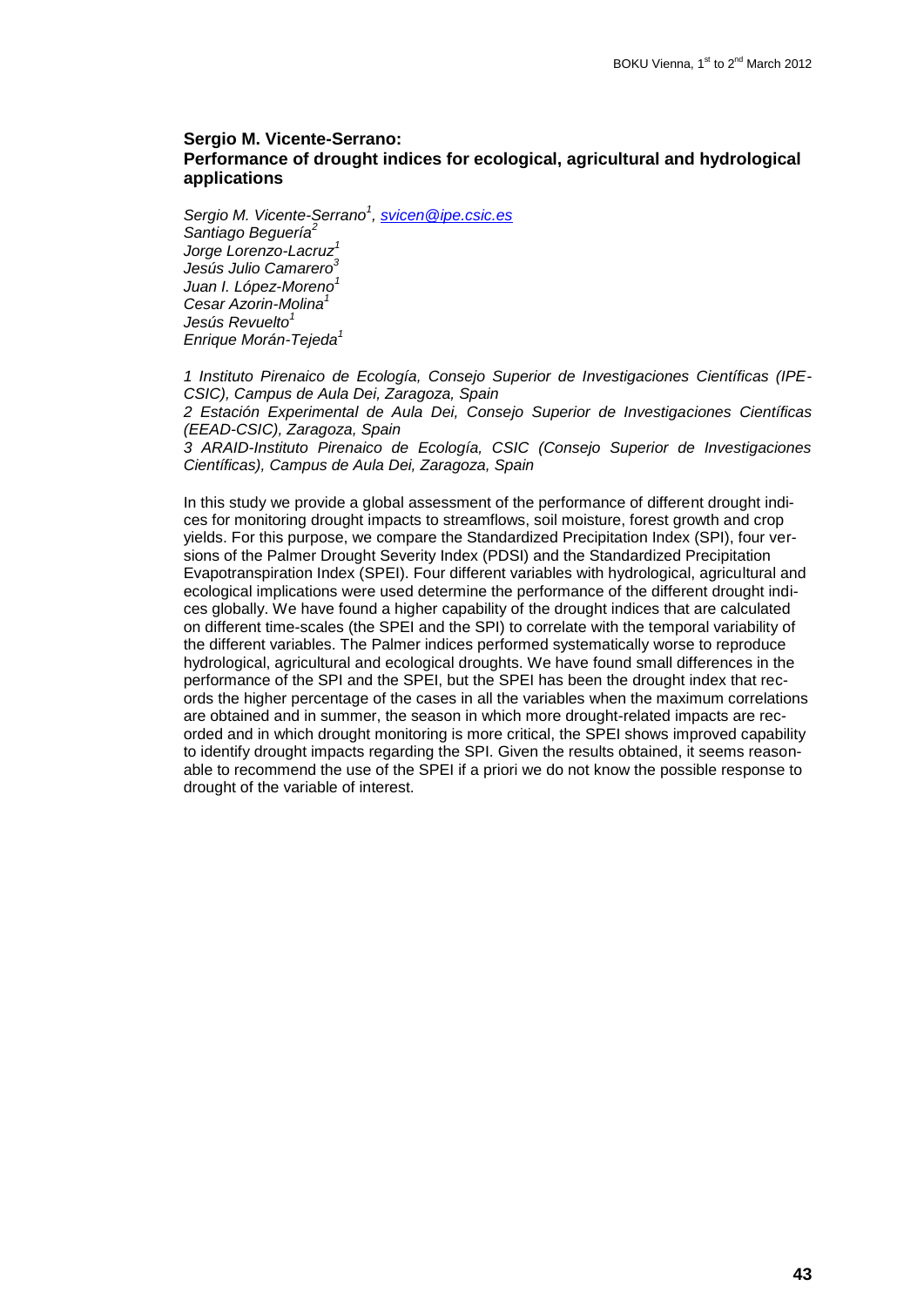### Sergio M. Vicente-Serrano:
### Performance of drought indices for ecological, agricultural and hydrological applications

*Sergio M. Vicente-Serrano[1], svicen@ipe.csic.es*
*Santiago Beguería[2]*
*Jorge Lorenzo-Lacruz[1]*
*Jesús Julio Camarero[3]*
*Juan I. López-Moreno[1]*
*Cesar Azorin-Molina[1]*
*Jesús Revuelto[1]*
*Enrique Morán-Tejeda[1]*

*1 Instituto Pirenaico de Ecología, Consejo Superior de Investigaciones Científicas (IPE-CSIC), Campus de Aula Dei, Zaragoza, Spain*
*2 Estación Experimental de Aula Dei, Consejo Superior de Investigaciones Científicas (EEAD-CSIC), Zaragoza, Spain*
*3 ARAID-Instituto Pirenaico de Ecología, CSIC (Consejo Superior de Investigaciones Científicas), Campus de Aula Dei, Zaragoza, Spain*

In this study we provide a global assessment of the performance of different drought indices for monitoring drought impacts to streamflows, soil moisture, forest growth and crop yields. For this purpose, we compare the Standardized Precipitation Index (SPI), four versions of the Palmer Drought Severity Index (PDSI) and the Standardized Precipitation Evapotranspiration Index (SPEI). Four different variables with hydrological, agricultural and ecological implications were used determine the performance of the different drought indices globally. We have found a higher capability of the drought indices that are calculated on different time-scales (the SPEI and the SPI) to correlate with the temporal variability of the different variables. The Palmer indices performed systematically worse to reproduce hydrological, agricultural and ecological droughts. We have found small differences in the performance of the SPI and the SPEI, but the SPEI has been the drought index that records the higher percentage of the cases in all the variables when the maximum correlations are obtained and in summer, the season in which more drought-related impacts are recorded and in which drought monitoring is more critical, the SPEI shows improved capability to identify drought impacts regarding the SPI. Given the results obtained, it seems reasonable to recommend the use of the SPEI if a priori we do not know the possible response to drought of the variable of interest.